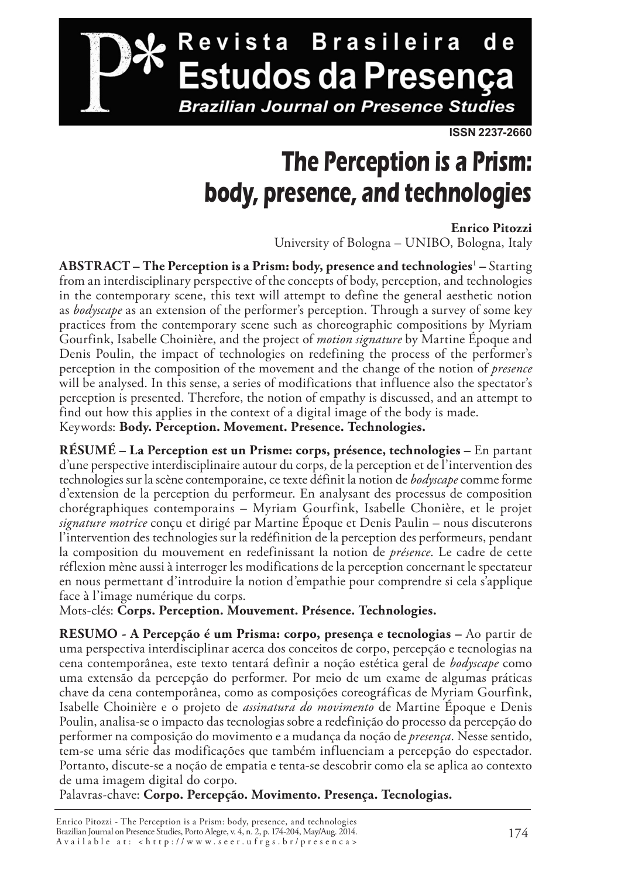# The Perception is a Prism: body, presence, and technologies

**Enrico Pitozzi**

University of Bologna – UNIBO, Bologna, Italy

**ABSTRACT – The Perception is a Prism: body, presence and technologies**[1] **–** Starting from an interdisciplinary perspective of the concepts of body, perception, and technologies in the contemporary scene, this text will attempt to define the general aesthetic notion as *bodyscape* as an extension of the performer's perception. Through a survey of some key practices from the contemporary scene such as choreographic compositions by Myriam Gourfink, Isabelle Choinière, and the project of *motion signature* by Martine Époque and Denis Poulin, the impact of technologies on redefining the process of the performer's perception in the composition of the movement and the change of the notion of *presence* will be analysed. In this sense, a series of modifications that influence also the spectator's perception is presented. Therefore, the notion of empathy is discussed, and an attempt to find out how this applies in the context of a digital image of the body is made.

Keywords: **Body. Perception. Movement. Presence. Technologies.**

**RÉSUMÉ – La Perception est un Prisme: corps, présence, technologies –** En partant d'une perspective interdisciplinaire autour du corps, de la perception et de l'intervention des technologies sur la scène contemporaine, ce texte définit la notion de *bodyscape* comme forme d'extension de la perception du performeur. En analysant des processus de composition chorégraphiques contemporains – Myriam Gourfink, Isabelle Chonière, et le projet *signature motrice* conçu et dirigé par Martine Époque et Denis Paulin – nous discuterons l'intervention des technologies sur la redéfinition de la perception des performeurs, pendant la composition du mouvement en redefinissant la notion de *présence*. Le cadre de cette réflexion mène aussi à interroger les modifications de la perception concernant le spectateur en nous permettant d'introduire la notion d'empathie pour comprendre si cela s'applique face à l'image numérique du corps.

Mots-clés: **Corps. Perception. Mouvement. Présence. Technologies.**

**RESUMO - A Percepção é um Prisma: corpo, presença e tecnologias –** Ao partir de uma perspectiva interdisciplinar acerca dos conceitos de corpo, percepção e tecnologias na cena contemporânea, este texto tentará definir a noção estética geral de *bodyscape* como uma extensão da percepção do performer. Por meio de um exame de algumas práticas chave da cena contemporânea, como as composições coreográficas de Myriam Gourfink, Isabelle Choinière e o projeto de *assinatura do movimento* de Martine Époque e Denis Poulin, analisa-se o impacto das tecnologias sobre a redefinição do processo da percepção do performer na composição do movimento e a mudança da noção de *presença*. Nesse sentido, tem-se uma série das modificações que também influenciam a percepção do espectador. Portanto, discute-se a noção de empatia e tenta-se descobrir como ela se aplica ao contexto de uma imagem digital do corpo.

Palavras-chave: **Corpo. Percepção. Movimento. Presença. Tecnologias.**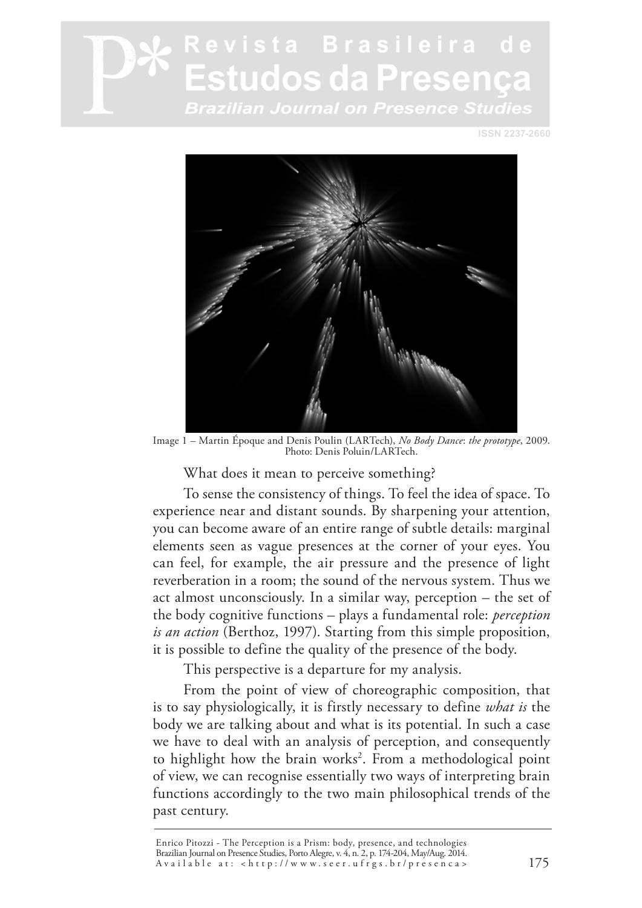Image 1 – Martin Époque and Denis Poulin (LARTech), *No Body Dance*: *the prototype*, 2009. Photo: Denis Poluin/LARTech.

What does it mean to perceive something?

To sense the consistency of things. To feel the idea of space. To experience near and distant sounds. By sharpening your attention, you can become aware of an entire range of subtle details: marginal elements seen as vague presences at the corner of your eyes. You can feel, for example, the air pressure and the presence of light reverberation in a room; the sound of the nervous system. Thus we act almost unconsciously. In a similar way, perception – the set of the body cognitive functions – plays a fundamental role: *perception is an action* (Berthoz, 1997). Starting from this simple proposition, it is possible to define the quality of the presence of the body.

This perspective is a departure for my analysis.

From the point of view of choreographic composition, that is to say physiologically, it is firstly necessary to define *what is* the body we are talking about and what is its potential. In such a case we have to deal with an analysis of perception, and consequently to highlight how the brain works[2]. From a methodological point of view, we can recognise essentially two ways of interpreting brain functions accordingly to the two main philosophical trends of the past century.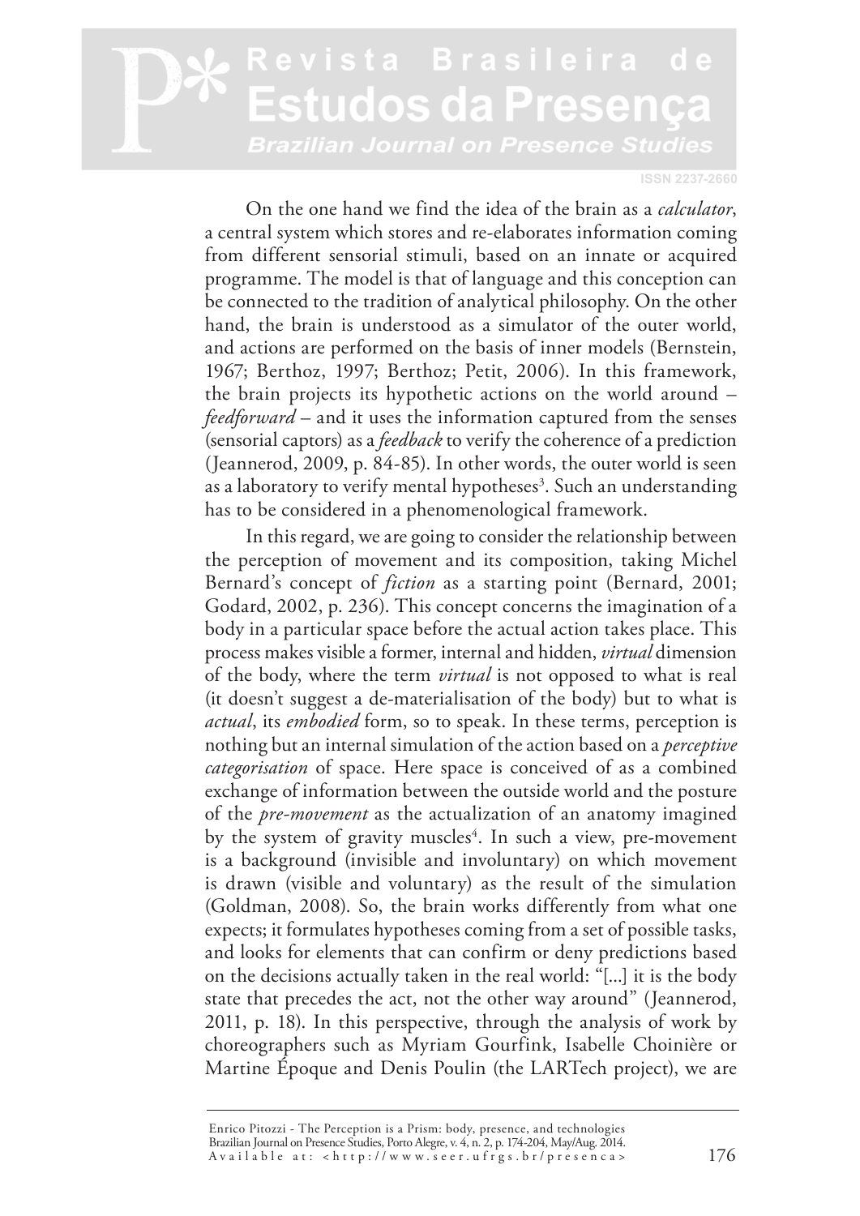On the one hand we find the idea of the brain as a *calculator*, a central system which stores and re-elaborates information coming from different sensorial stimuli, based on an innate or acquired programme. The model is that of language and this conception can be connected to the tradition of analytical philosophy. On the other hand, the brain is understood as a simulator of the outer world, and actions are performed on the basis of inner models (Bernstein, 1967; Berthoz, 1997; Berthoz; Petit, 2006). In this framework, the brain projects its hypothetic actions on the world around – *feedforward* – and it uses the information captured from the senses (sensorial captors) as a *feedback* to verify the coherence of a prediction (Jeannerod, 2009, p. 84-85). In other words, the outer world is seen as a laboratory to verify mental hypotheses[3]. Such an understanding has to be considered in a phenomenological framework.

In this regard, we are going to consider the relationship between the perception of movement and its composition, taking Michel Bernard's concept of *fiction* as a starting point (Bernard, 2001; Godard, 2002, p. 236). This concept concerns the imagination of a body in a particular space before the actual action takes place. This process makes visible a former, internal and hidden, *virtual* dimension of the body, where the term *virtual* is not opposed to what is real (it doesn't suggest a de-materialisation of the body) but to what is *actual*, its *embodied* form, so to speak. In these terms, perception is nothing but an internal simulation of the action based on a *perceptive categorisation* of space. Here space is conceived of as a combined exchange of information between the outside world and the posture of the *pre-movement* as the actualization of an anatomy imagined by the system of gravity muscles[4]. In such a view, pre-movement is a background (invisible and involuntary) on which movement is drawn (visible and voluntary) as the result of the simulation (Goldman, 2008). So, the brain works differently from what one expects; it formulates hypotheses coming from a set of possible tasks, and looks for elements that can confirm or deny predictions based on the decisions actually taken in the real world: "[...] it is the body state that precedes the act, not the other way around" (Jeannerod, 2011, p. 18). In this perspective, through the analysis of work by choreographers such as Myriam Gourfink, Isabelle Choinière or Martine Époque and Denis Poulin (the LARTech project), we are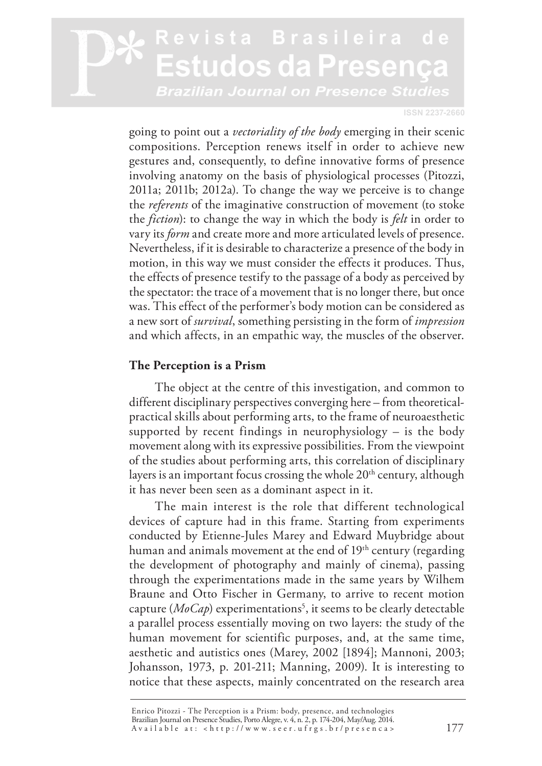going to point out a *vectoriality of the body* emerging in their scenic compositions. Perception renews itself in order to achieve new gestures and, consequently, to define innovative forms of presence involving anatomy on the basis of physiological processes (Pitozzi, 2011a; 2011b; 2012a). To change the way we perceive is to change the *referents* of the imaginative construction of movement (to stoke the *fiction*): to change the way in which the body is *felt* in order to vary its *form* and create more and more articulated levels of presence. Nevertheless, if it is desirable to characterize a presence of the body in motion, in this way we must consider the effects it produces. Thus, the effects of presence testify to the passage of a body as perceived by the spectator: the trace of a movement that is no longer there, but once was. This effect of the performer's body motion can be considered as a new sort of *survival*, something persisting in the form of *impression* and which affects, in an empathic way, the muscles of the observer.

## The Perception is a Prism

The object at the centre of this investigation, and common to different disciplinary perspectives converging here – from theoretical-practical skills about performing arts, to the frame of neuroaesthetic supported by recent findings in neurophysiology – is the body movement along with its expressive possibilities. From the viewpoint of the studies about performing arts, this correlation of disciplinary layers is an important focus crossing the whole 20th century, although it has never been seen as a dominant aspect in it.

The main interest is the role that different technological devices of capture had in this frame. Starting from experiments conducted by Etienne-Jules Marey and Edward Muybridge about human and animals movement at the end of 19th century (regarding the development of photography and mainly of cinema), passing through the experimentations made in the same years by Wilhem Braune and Otto Fischer in Germany, to arrive to recent motion capture (*MoCap*) experimentations[5], it seems to be clearly detectable a parallel process essentially moving on two layers: the study of the human movement for scientific purposes, and, at the same time, aesthetic and autistics ones (Marey, 2002 [1894]; Mannoni, 2003; Johansson, 1973, p. 201-211; Manning, 2009). It is interesting to notice that these aspects, mainly concentrated on the research area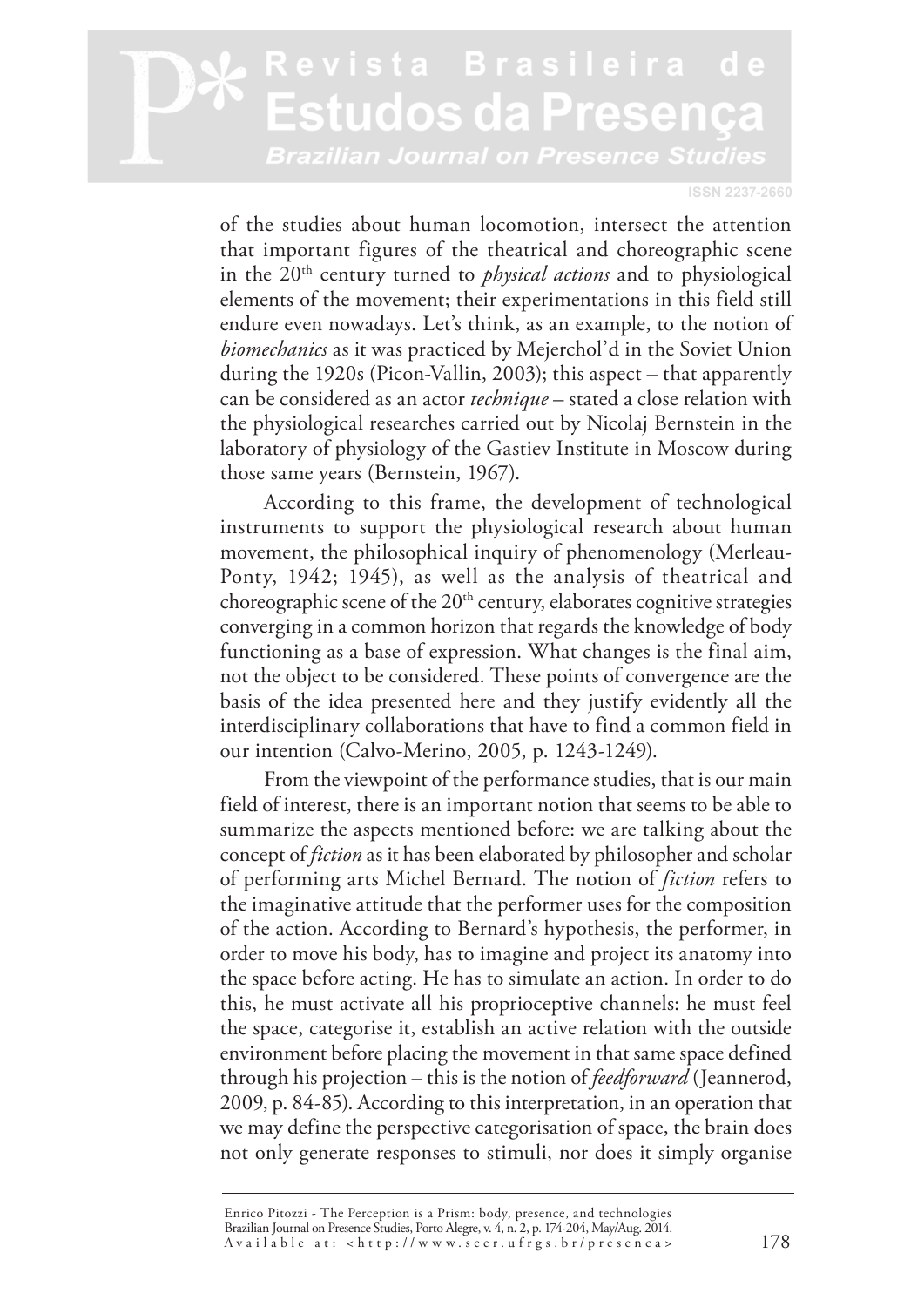of the studies about human locomotion, intersect the attention that important figures of the theatrical and choreographic scene in the 20th century turned to *physical actions* and to physiological elements of the movement; their experimentations in this field still endure even nowadays. Let's think, as an example, to the notion of *biomechanics* as it was practiced by Mejerchol'd in the Soviet Union during the 1920s (Picon-Vallin, 2003); this aspect – that apparently can be considered as an actor *technique* – stated a close relation with the physiological researches carried out by Nicolaj Bernstein in the laboratory of physiology of the Gastiev Institute in Moscow during those same years (Bernstein, 1967).

According to this frame, the development of technological instruments to support the physiological research about human movement, the philosophical inquiry of phenomenology (Merleau-Ponty, 1942; 1945), as well as the analysis of theatrical and choreographic scene of the 20th century, elaborates cognitive strategies converging in a common horizon that regards the knowledge of body functioning as a base of expression. What changes is the final aim, not the object to be considered. These points of convergence are the basis of the idea presented here and they justify evidently all the interdisciplinary collaborations that have to find a common field in our intention (Calvo-Merino, 2005, p. 1243-1249).

From the viewpoint of the performance studies, that is our main field of interest, there is an important notion that seems to be able to summarize the aspects mentioned before: we are talking about the concept of *fiction* as it has been elaborated by philosopher and scholar of performing arts Michel Bernard. The notion of *fiction* refers to the imaginative attitude that the performer uses for the composition of the action. According to Bernard's hypothesis, the performer, in order to move his body, has to imagine and project its anatomy into the space before acting. He has to simulate an action. In order to do this, he must activate all his proprioceptive channels: he must feel the space, categorise it, establish an active relation with the outside environment before placing the movement in that same space defined through his projection – this is the notion of *feedforward* (Jeannerod, 2009, p. 84-85). According to this interpretation, in an operation that we may define the perspective categorisation of space, the brain does not only generate responses to stimuli, nor does it simply organise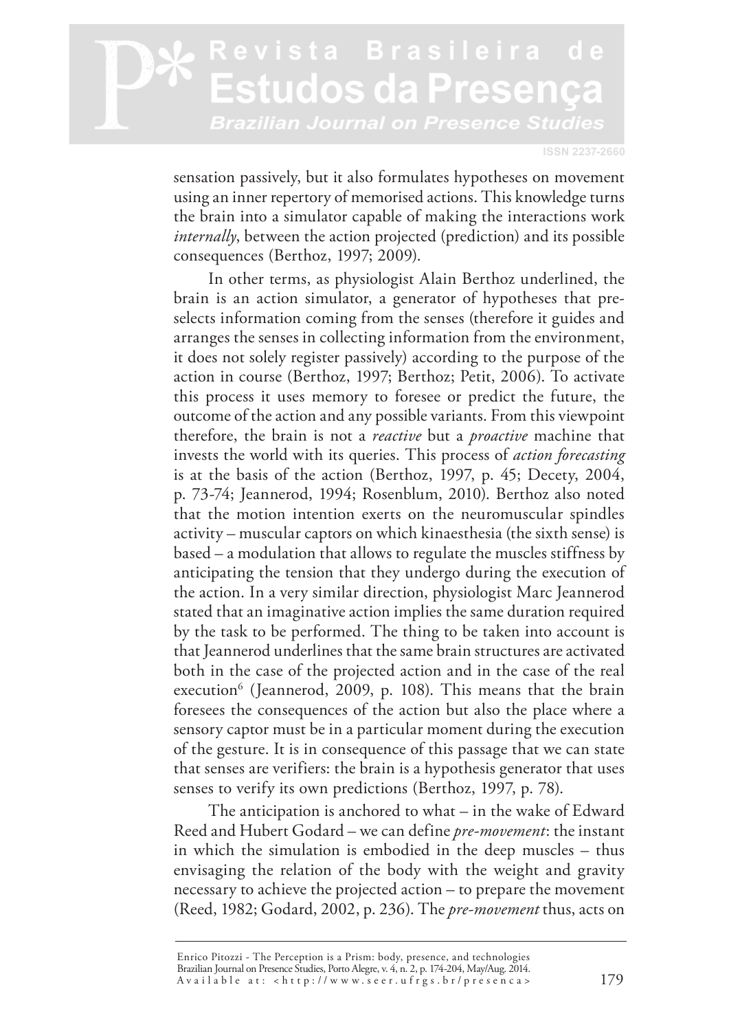sensation passively, but it also formulates hypotheses on movement using an inner repertory of memorised actions. This knowledge turns the brain into a simulator capable of making the interactions work *internally*, between the action projected (prediction) and its possible consequences (Berthoz, 1997; 2009).

In other terms, as physiologist Alain Berthoz underlined, the brain is an action simulator, a generator of hypotheses that pre-selects information coming from the senses (therefore it guides and arranges the senses in collecting information from the environment, it does not solely register passively) according to the purpose of the action in course (Berthoz, 1997; Berthoz; Petit, 2006). To activate this process it uses memory to foresee or predict the future, the outcome of the action and any possible variants. From this viewpoint therefore, the brain is not a *reactive* but a *proactive* machine that invests the world with its queries. This process of *action forecasting* is at the basis of the action (Berthoz, 1997, p. 45; Decety, 2004, p. 73-74; Jeannerod, 1994; Rosenblum, 2010). Berthoz also noted that the motion intention exerts on the neuromuscular spindles activity – muscular captors on which kinaesthesia (the sixth sense) is based – a modulation that allows to regulate the muscles stiffness by anticipating the tension that they undergo during the execution of the action. In a very similar direction, physiologist Marc Jeannerod stated that an imaginative action implies the same duration required by the task to be performed. The thing to be taken into account is that Jeannerod underlines that the same brain structures are activated both in the case of the projected action and in the case of the real execution[6] (Jeannerod, 2009, p. 108). This means that the brain foresees the consequences of the action but also the place where a sensory captor must be in a particular moment during the execution of the gesture. It is in consequence of this passage that we can state that senses are verifiers: the brain is a hypothesis generator that uses senses to verify its own predictions (Berthoz, 1997, p. 78).

The anticipation is anchored to what – in the wake of Edward Reed and Hubert Godard – we can define *pre-movement*: the instant in which the simulation is embodied in the deep muscles – thus envisaging the relation of the body with the weight and gravity necessary to achieve the projected action – to prepare the movement (Reed, 1982; Godard, 2002, p. 236). The *pre-movement* thus, acts on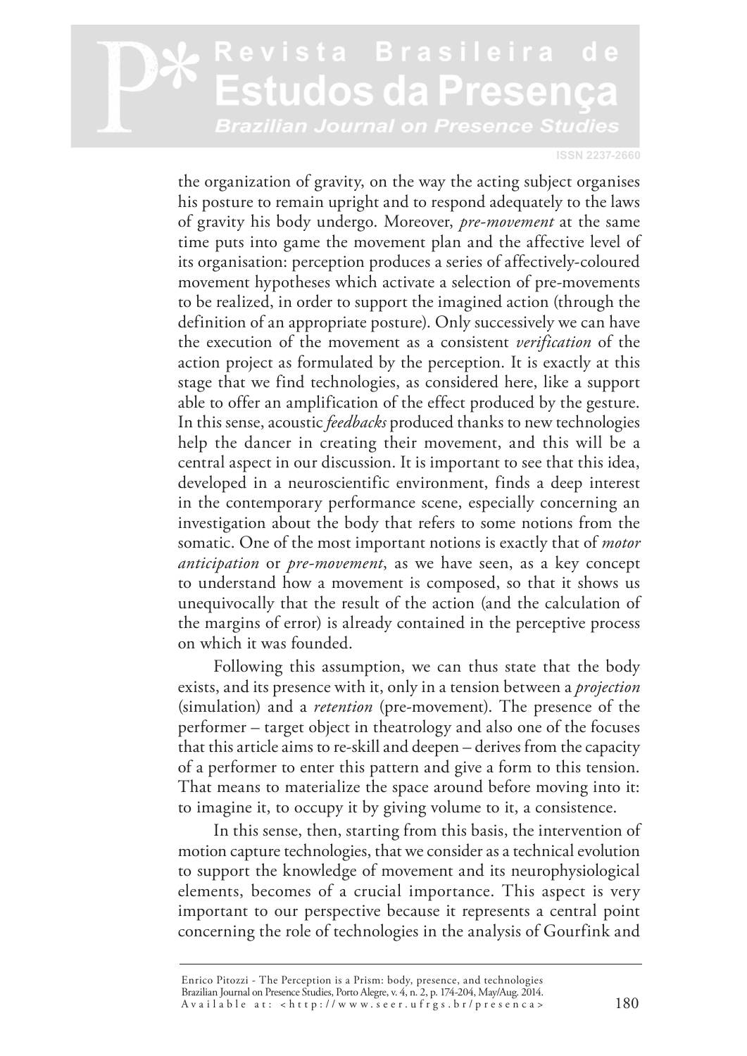the organization of gravity, on the way the acting subject organises his posture to remain upright and to respond adequately to the laws of gravity his body undergo. Moreover, *pre-movement* at the same time puts into game the movement plan and the affective level of its organisation: perception produces a series of affectively-coloured movement hypotheses which activate a selection of pre-movements to be realized, in order to support the imagined action (through the definition of an appropriate posture). Only successively we can have the execution of the movement as a consistent *verification* of the action project as formulated by the perception. It is exactly at this stage that we find technologies, as considered here, like a support able to offer an amplification of the effect produced by the gesture. In this sense, acoustic *feedbacks* produced thanks to new technologies help the dancer in creating their movement, and this will be a central aspect in our discussion. It is important to see that this idea, developed in a neuroscientific environment, finds a deep interest in the contemporary performance scene, especially concerning an investigation about the body that refers to some notions from the somatic. One of the most important notions is exactly that of *motor anticipation* or *pre-movement*, as we have seen, as a key concept to understand how a movement is composed, so that it shows us unequivocally that the result of the action (and the calculation of the margins of error) is already contained in the perceptive process on which it was founded.

Following this assumption, we can thus state that the body exists, and its presence with it, only in a tension between a *projection* (simulation) and a *retention* (pre-movement). The presence of the performer – target object in theatrology and also one of the focuses that this article aims to re-skill and deepen – derives from the capacity of a performer to enter this pattern and give a form to this tension. That means to materialize the space around before moving into it: to imagine it, to occupy it by giving volume to it, a consistence.

In this sense, then, starting from this basis, the intervention of motion capture technologies, that we consider as a technical evolution to support the knowledge of movement and its neurophysiological elements, becomes of a crucial importance. This aspect is very important to our perspective because it represents a central point concerning the role of technologies in the analysis of Gourfink and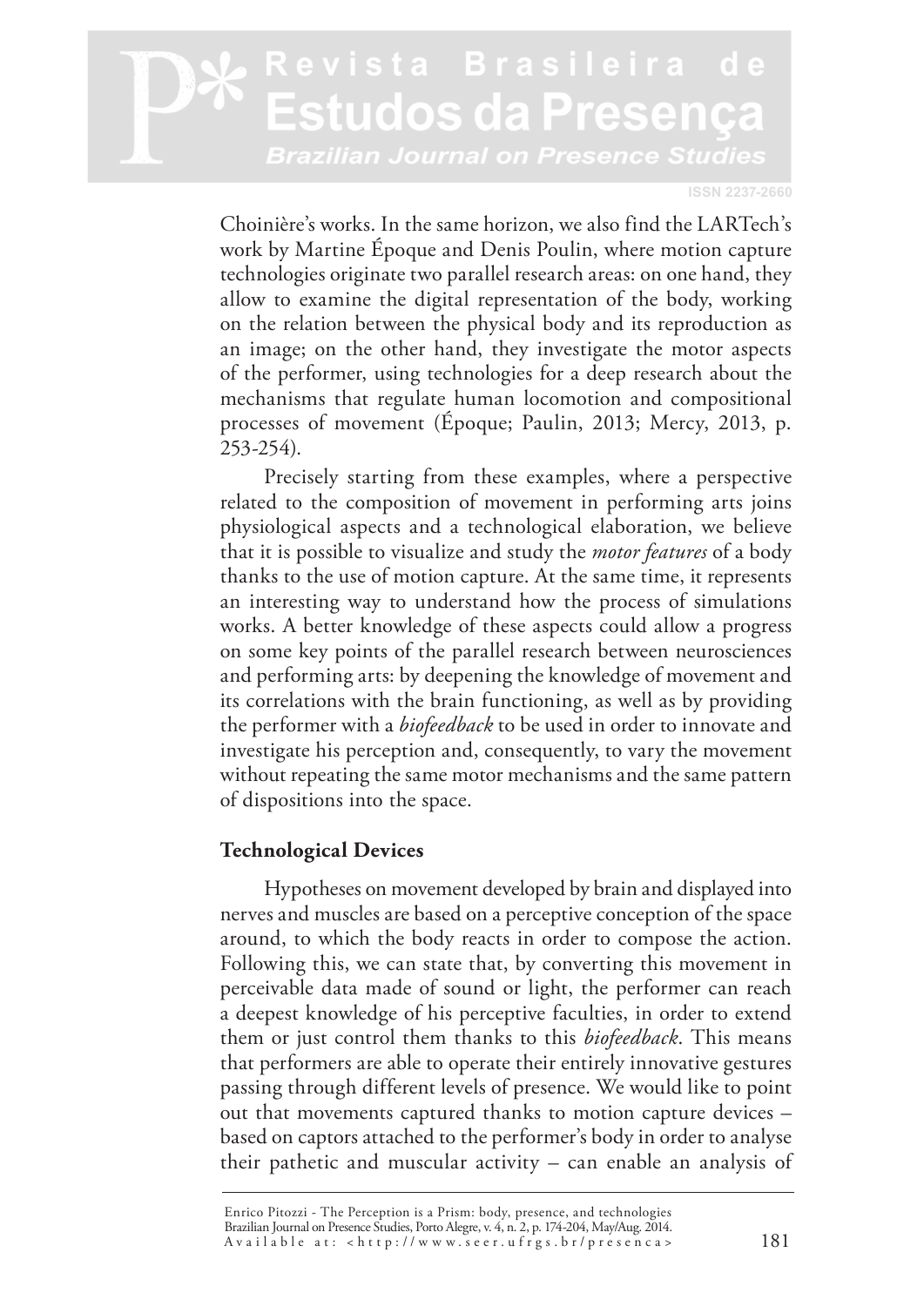Choinière's works. In the same horizon, we also find the LARTech's work by Martine Époque and Denis Poulin, where motion capture technologies originate two parallel research areas: on one hand, they allow to examine the digital representation of the body, working on the relation between the physical body and its reproduction as an image; on the other hand, they investigate the motor aspects of the performer, using technologies for a deep research about the mechanisms that regulate human locomotion and compositional processes of movement (Époque; Paulin, 2013; Mercy, 2013, p. 253-254).

Precisely starting from these examples, where a perspective related to the composition of movement in performing arts joins physiological aspects and a technological elaboration, we believe that it is possible to visualize and study the *motor features* of a body thanks to the use of motion capture. At the same time, it represents an interesting way to understand how the process of simulations works. A better knowledge of these aspects could allow a progress on some key points of the parallel research between neurosciences and performing arts: by deepening the knowledge of movement and its correlations with the brain functioning, as well as by providing the performer with a *biofeedback* to be used in order to innovate and investigate his perception and, consequently, to vary the movement without repeating the same motor mechanisms and the same pattern of dispositions into the space.

**Technological Devices**

Hypotheses on movement developed by brain and displayed into nerves and muscles are based on a perceptive conception of the space around, to which the body reacts in order to compose the action. Following this, we can state that, by converting this movement in perceivable data made of sound or light, the performer can reach a deepest knowledge of his perceptive faculties, in order to extend them or just control them thanks to this *biofeedback*. This means that performers are able to operate their entirely innovative gestures passing through different levels of presence. We would like to point out that movements captured thanks to motion capture devices – based on captors attached to the performer's body in order to analyse their pathetic and muscular activity – can enable an analysis of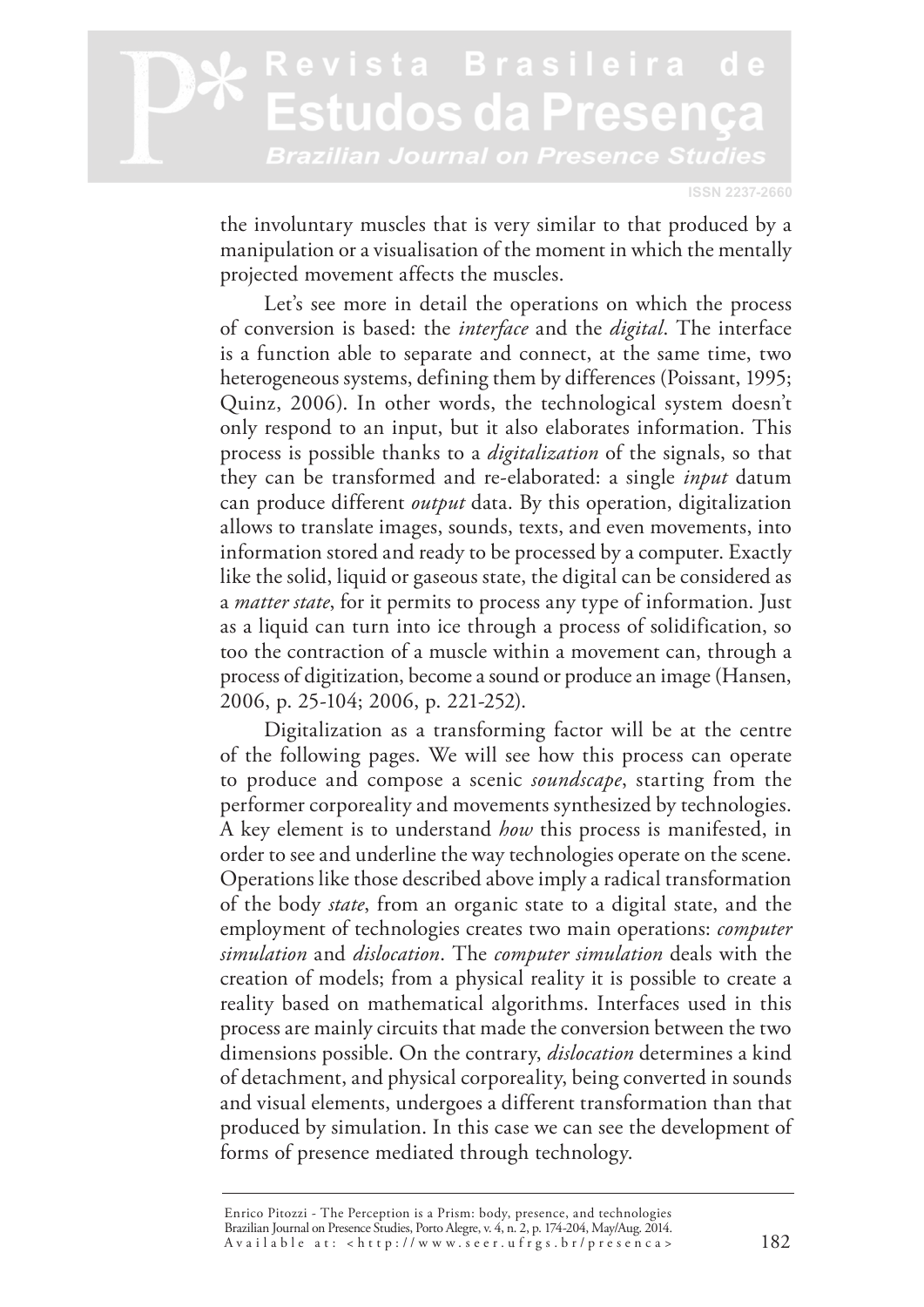the involuntary muscles that is very similar to that produced by a manipulation or a visualisation of the moment in which the mentally projected movement affects the muscles.

Let's see more in detail the operations on which the process of conversion is based: the *interface* and the *digital*. The interface is a function able to separate and connect, at the same time, two heterogeneous systems, defining them by differences (Poissant, 1995; Quinz, 2006). In other words, the technological system doesn't only respond to an input, but it also elaborates information. This process is possible thanks to a *digitalization* of the signals, so that they can be transformed and re-elaborated: a single *input* datum can produce different *output* data. By this operation, digitalization allows to translate images, sounds, texts, and even movements, into information stored and ready to be processed by a computer. Exactly like the solid, liquid or gaseous state, the digital can be considered as a *matter state*, for it permits to process any type of information. Just as a liquid can turn into ice through a process of solidification, so too the contraction of a muscle within a movement can, through a process of digitization, become a sound or produce an image (Hansen, 2006, p. 25-104; 2006, p. 221-252).

Digitalization as a transforming factor will be at the centre of the following pages. We will see how this process can operate to produce and compose a scenic *soundscape*, starting from the performer corporeality and movements synthesized by technologies. A key element is to understand *how* this process is manifested, in order to see and underline the way technologies operate on the scene. Operations like those described above imply a radical transformation of the body *state*, from an organic state to a digital state, and the employment of technologies creates two main operations: *computer simulation* and *dislocation*. The *computer simulation* deals with the creation of models; from a physical reality it is possible to create a reality based on mathematical algorithms. Interfaces used in this process are mainly circuits that made the conversion between the two dimensions possible. On the contrary, *dislocation* determines a kind of detachment, and physical corporeality, being converted in sounds and visual elements, undergoes a different transformation than that produced by simulation. In this case we can see the development of forms of presence mediated through technology.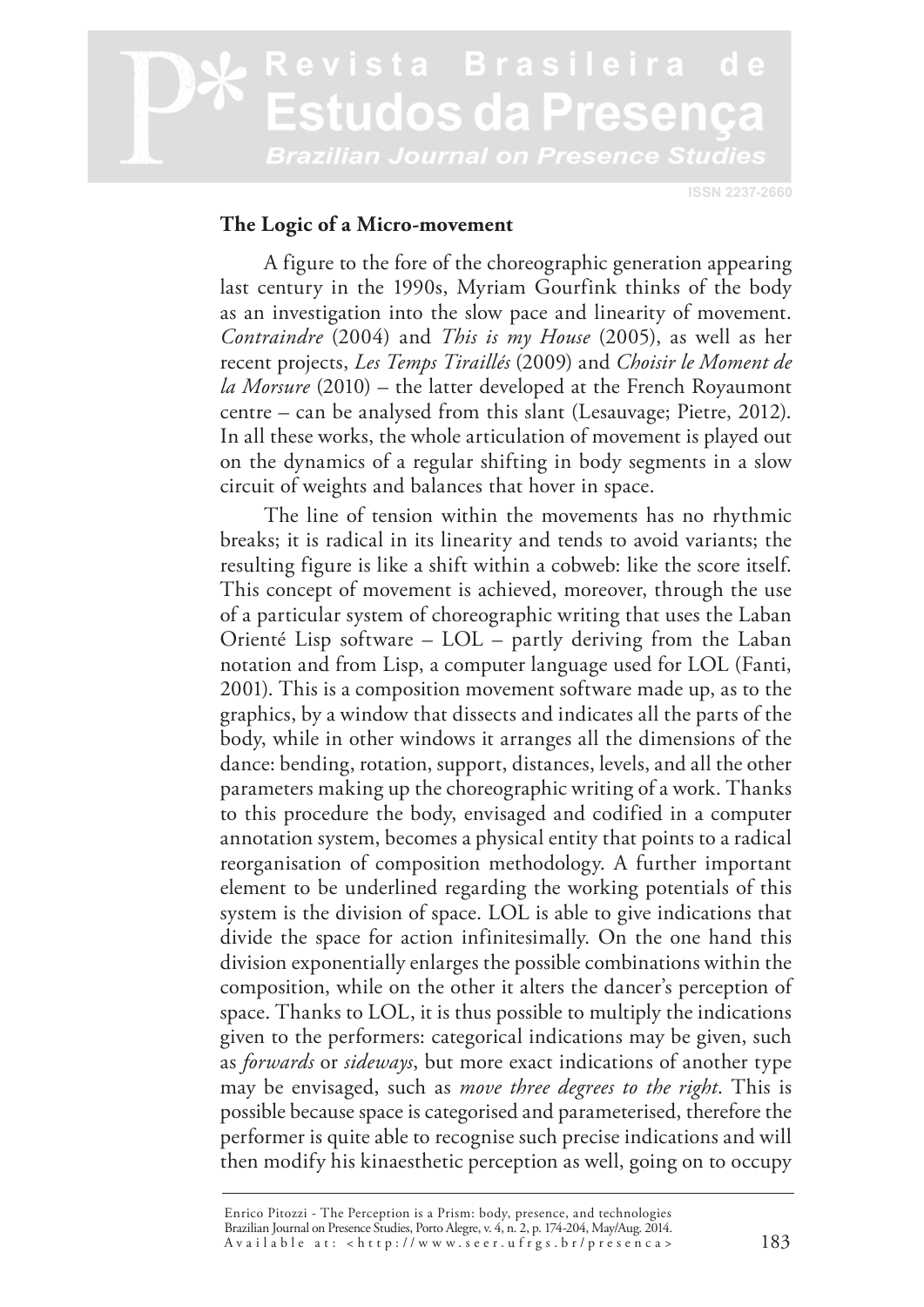### The Logic of a Micro-movement

A figure to the fore of the choreographic generation appearing last century in the 1990s, Myriam Gourfink thinks of the body as an investigation into the slow pace and linearity of movement. *Contraindre* (2004) and *This is my House* (2005), as well as her recent projects, *Les Temps Tiraillés* (2009) and *Choisir le Moment de la Morsure* (2010) – the latter developed at the French Royaumont centre – can be analysed from this slant (Lesauvage; Pietre, 2012). In all these works, the whole articulation of movement is played out on the dynamics of a regular shifting in body segments in a slow circuit of weights and balances that hover in space.

The line of tension within the movements has no rhythmic breaks; it is radical in its linearity and tends to avoid variants; the resulting figure is like a shift within a cobweb: like the score itself. This concept of movement is achieved, moreover, through the use of a particular system of choreographic writing that uses the Laban Orienté Lisp software – LOL – partly deriving from the Laban notation and from Lisp, a computer language used for LOL (Fanti, 2001). This is a composition movement software made up, as to the graphics, by a window that dissects and indicates all the parts of the body, while in other windows it arranges all the dimensions of the dance: bending, rotation, support, distances, levels, and all the other parameters making up the choreographic writing of a work. Thanks to this procedure the body, envisaged and codified in a computer annotation system, becomes a physical entity that points to a radical reorganisation of composition methodology. A further important element to be underlined regarding the working potentials of this system is the division of space. LOL is able to give indications that divide the space for action infinitesimally. On the one hand this division exponentially enlarges the possible combinations within the composition, while on the other it alters the dancer's perception of space. Thanks to LOL, it is thus possible to multiply the indications given to the performers: categorical indications may be given, such as *forwards* or *sideways*, but more exact indications of another type may be envisaged, such as *move three degrees to the right*. This is possible because space is categorised and parameterised, therefore the performer is quite able to recognise such precise indications and will then modify his kinaesthetic perception as well, going on to occupy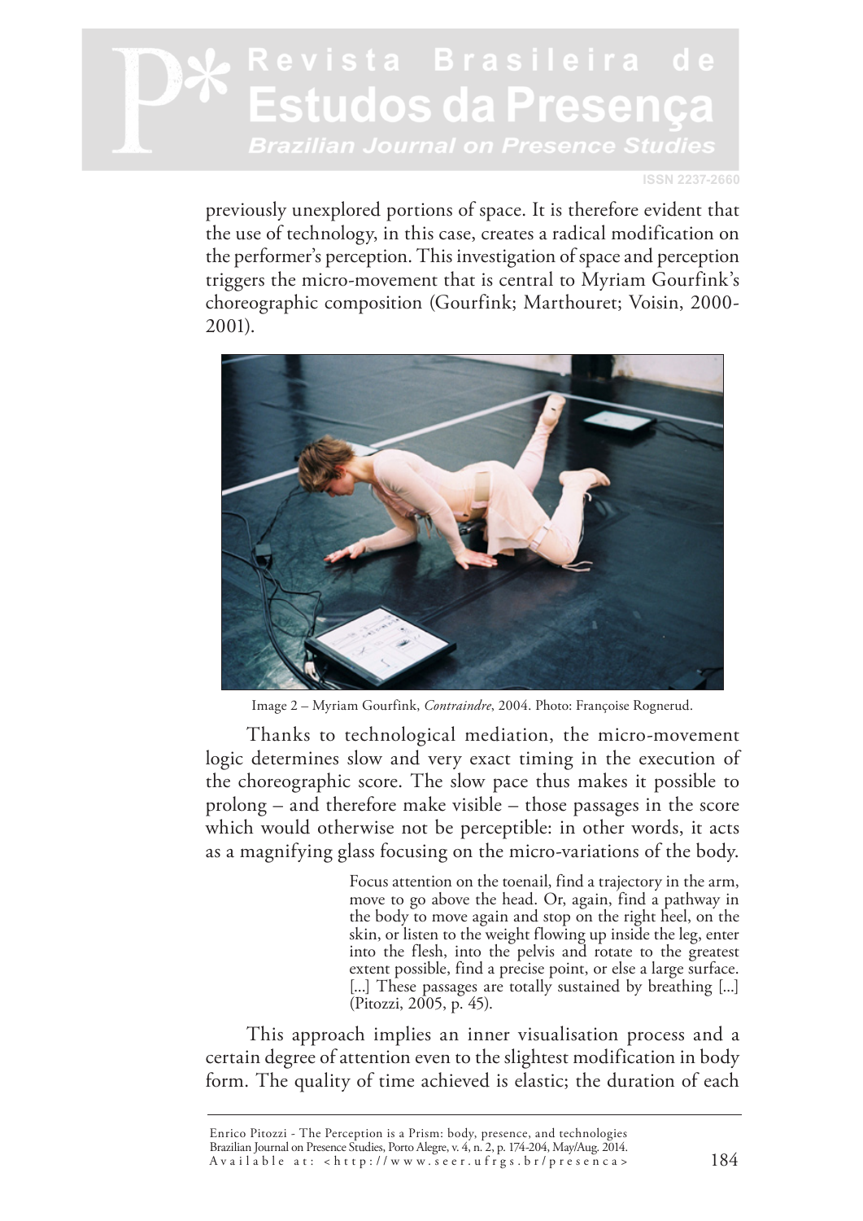previously unexplored portions of space. It is therefore evident that the use of technology, in this case, creates a radical modification on the performer's perception. This investigation of space and perception triggers the micro-movement that is central to Myriam Gourfink's choreographic composition (Gourfink; Marthouret; Voisin, 2000-2001).

Image 2 – Myriam Gourfink, *Contraindre*, 2004. Photo: Françoise Rognerud.

Thanks to technological mediation, the micro-movement logic determines slow and very exact timing in the execution of the choreographic score. The slow pace thus makes it possible to prolong – and therefore make visible – those passages in the score which would otherwise not be perceptible: in other words, it acts as a magnifying glass focusing on the micro-variations of the body.

> Focus attention on the toenail, find a trajectory in the arm, move to go above the head. Or, again, find a pathway in the body to move again and stop on the right heel, on the skin, or listen to the weight flowing up inside the leg, enter into the flesh, into the pelvis and rotate to the greatest extent possible, find a precise point, or else a large surface. [...] These passages are totally sustained by breathing [...] (Pitozzi, 2005, p. 45).

This approach implies an inner visualisation process and a certain degree of attention even to the slightest modification in body form. The quality of time achieved is elastic; the duration of each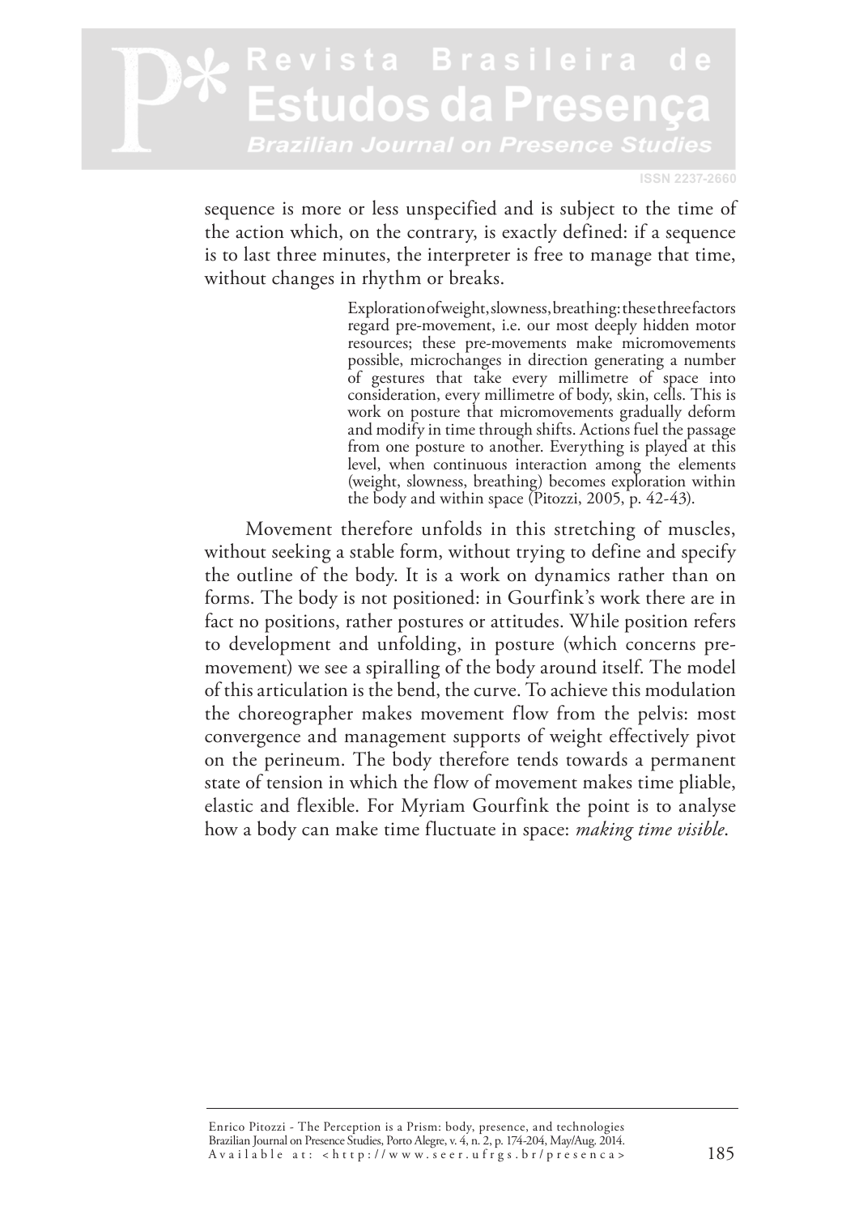sequence is more or less unspecified and is subject to the time of the action which, on the contrary, is exactly defined: if a sequence is to last three minutes, the interpreter is free to manage that time, without changes in rhythm or breaks.

> Exploration of weight, slowness, breathing: these three factors regard pre-movement, i.e. our most deeply hidden motor resources; these pre-movements make micromovements possible, microchanges in direction generating a number of gestures that take every millimetre of space into consideration, every millimetre of body, skin, cells. This is work on posture that micromovements gradually deform and modify in time through shifts. Actions fuel the passage from one posture to another. Everything is played at this level, when continuous interaction among the elements (weight, slowness, breathing) becomes exploration within the body and within space (Pitozzi, 2005, p. 42-43).

Movement therefore unfolds in this stretching of muscles, without seeking a stable form, without trying to define and specify the outline of the body. It is a work on dynamics rather than on forms. The body is not positioned: in Gourfink's work there are in fact no positions, rather postures or attitudes. While position refers to development and unfolding, in posture (which concerns pre-movement) we see a spiralling of the body around itself. The model of this articulation is the bend, the curve. To achieve this modulation the choreographer makes movement flow from the pelvis: most convergence and management supports of weight effectively pivot on the perineum. The body therefore tends towards a permanent state of tension in which the flow of movement makes time pliable, elastic and flexible. For Myriam Gourfink the point is to analyse how a body can make time fluctuate in space: *making time visible*.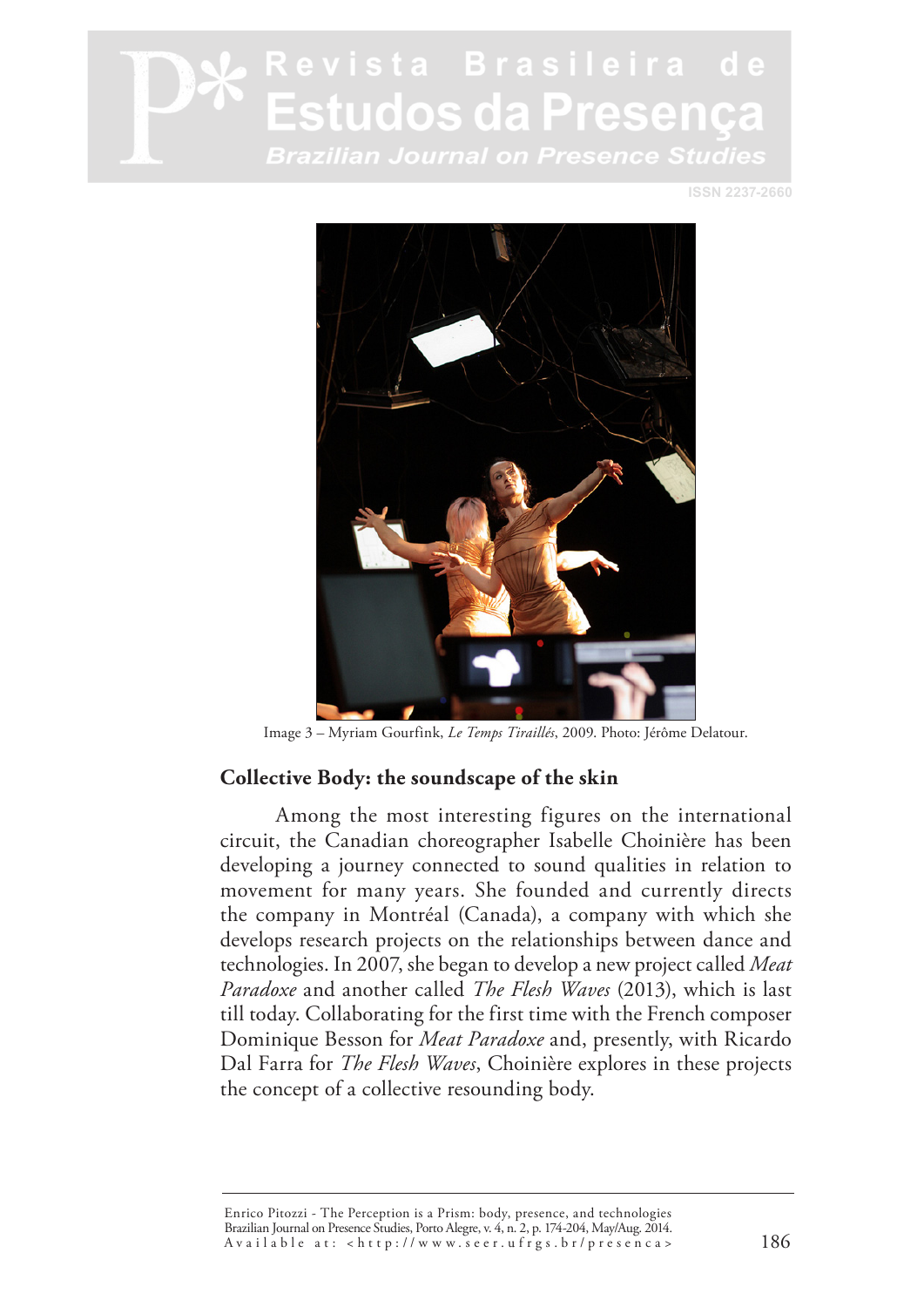Image 3 – Myriam Gourfink, *Le Temps Tiraillés*, 2009. Photo: Jérôme Delatour.

## Collective Body: the soundscape of the skin

Among the most interesting figures on the international circuit, the Canadian choreographer Isabelle Choinière has been developing a journey connected to sound qualities in relation to movement for many years. She founded and currently directs the company in Montréal (Canada), a company with which she develops research projects on the relationships between dance and technologies. In 2007, she began to develop a new project called *Meat Paradoxe* and another called *The Flesh Waves* (2013), which is last till today. Collaborating for the first time with the French composer Dominique Besson for *Meat Paradoxe* and, presently, with Ricardo Dal Farra for *The Flesh Waves*, Choinière explores in these projects the concept of a collective resounding body.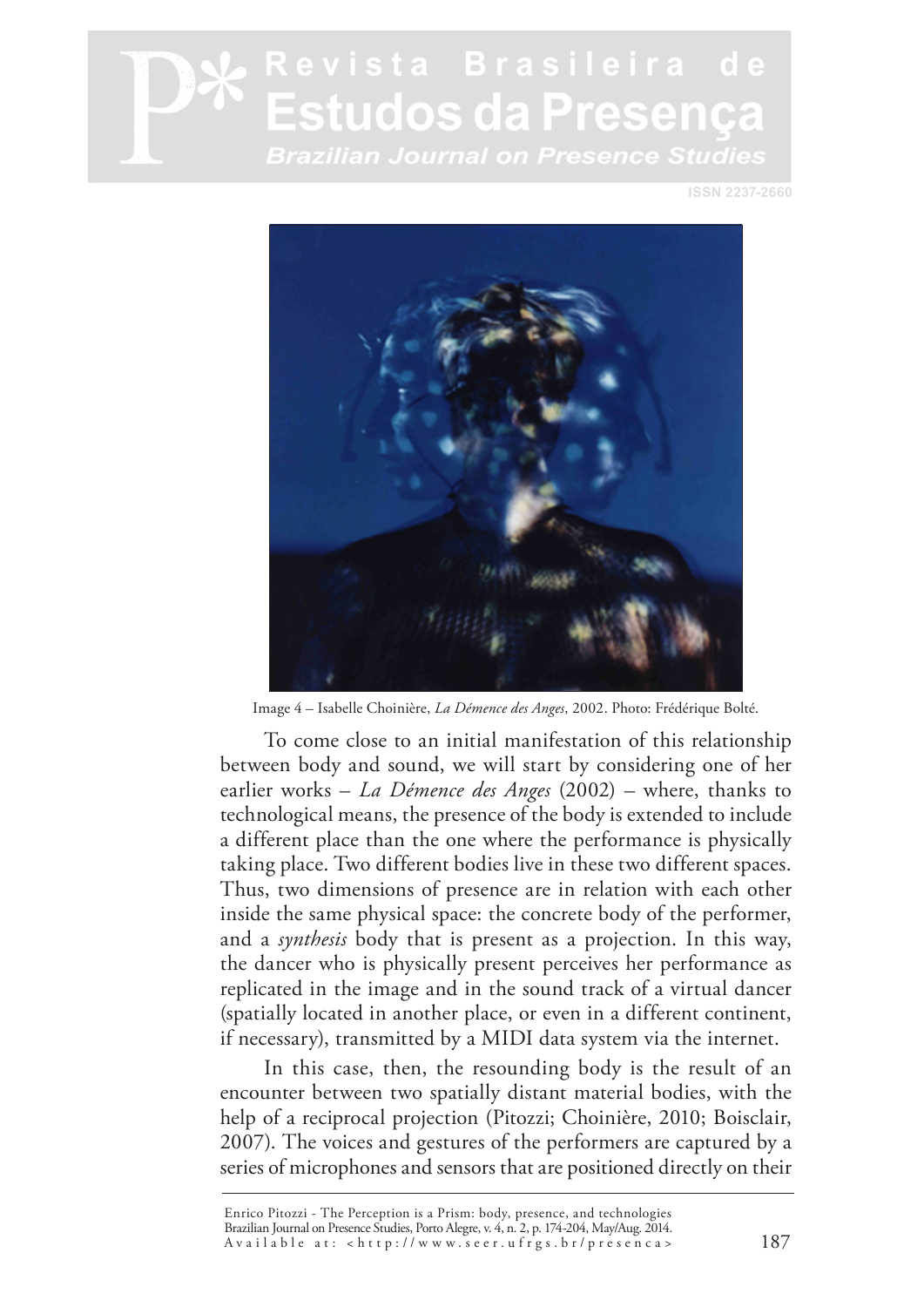Image 4 – Isabelle Choinière, *La Démence des Anges*, 2002. Photo: Frédérique Bolté.

To come close to an initial manifestation of this relationship between body and sound, we will start by considering one of her earlier works – *La Démence des Anges* (2002) – where, thanks to technological means, the presence of the body is extended to include a different place than the one where the performance is physically taking place. Two different bodies live in these two different spaces. Thus, two dimensions of presence are in relation with each other inside the same physical space: the concrete body of the performer, and a *synthesis* body that is present as a projection. In this way, the dancer who is physically present perceives her performance as replicated in the image and in the sound track of a virtual dancer (spatially located in another place, or even in a different continent, if necessary), transmitted by a MIDI data system via the internet.

In this case, then, the resounding body is the result of an encounter between two spatially distant material bodies, with the help of a reciprocal projection (Pitozzi; Choinière, 2010; Boisclair, 2007). The voices and gestures of the performers are captured by a series of microphones and sensors that are positioned directly on their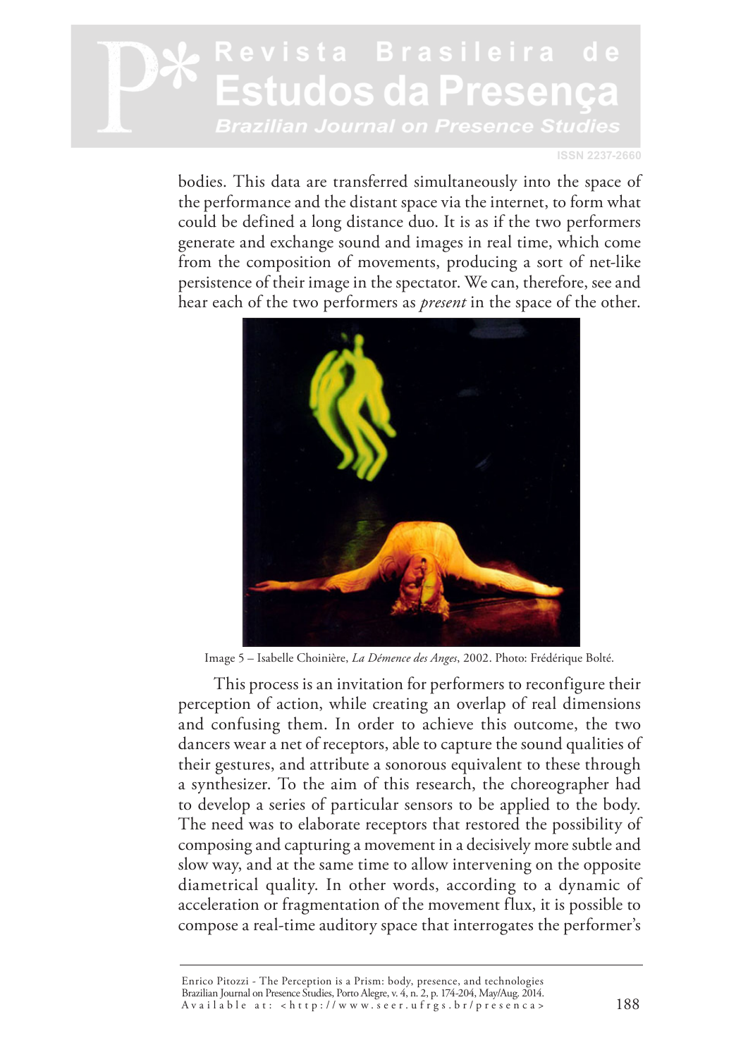bodies. This data are transferred simultaneously into the space of the performance and the distant space via the internet, to form what could be defined a long distance duo. It is as if the two performers generate and exchange sound and images in real time, which come from the composition of movements, producing a sort of net-like persistence of their image in the spectator. We can, therefore, see and hear each of the two performers as *present* in the space of the other.

Image 5 – Isabelle Choinière, *La Démence des Anges*, 2002. Photo: Frédérique Bolté.

This process is an invitation for performers to reconfigure their perception of action, while creating an overlap of real dimensions and confusing them. In order to achieve this outcome, the two dancers wear a net of receptors, able to capture the sound qualities of their gestures, and attribute a sonorous equivalent to these through a synthesizer. To the aim of this research, the choreographer had to develop a series of particular sensors to be applied to the body. The need was to elaborate receptors that restored the possibility of composing and capturing a movement in a decisively more subtle and slow way, and at the same time to allow intervening on the opposite diametrical quality. In other words, according to a dynamic of acceleration or fragmentation of the movement flux, it is possible to compose a real-time auditory space that interrogates the performer's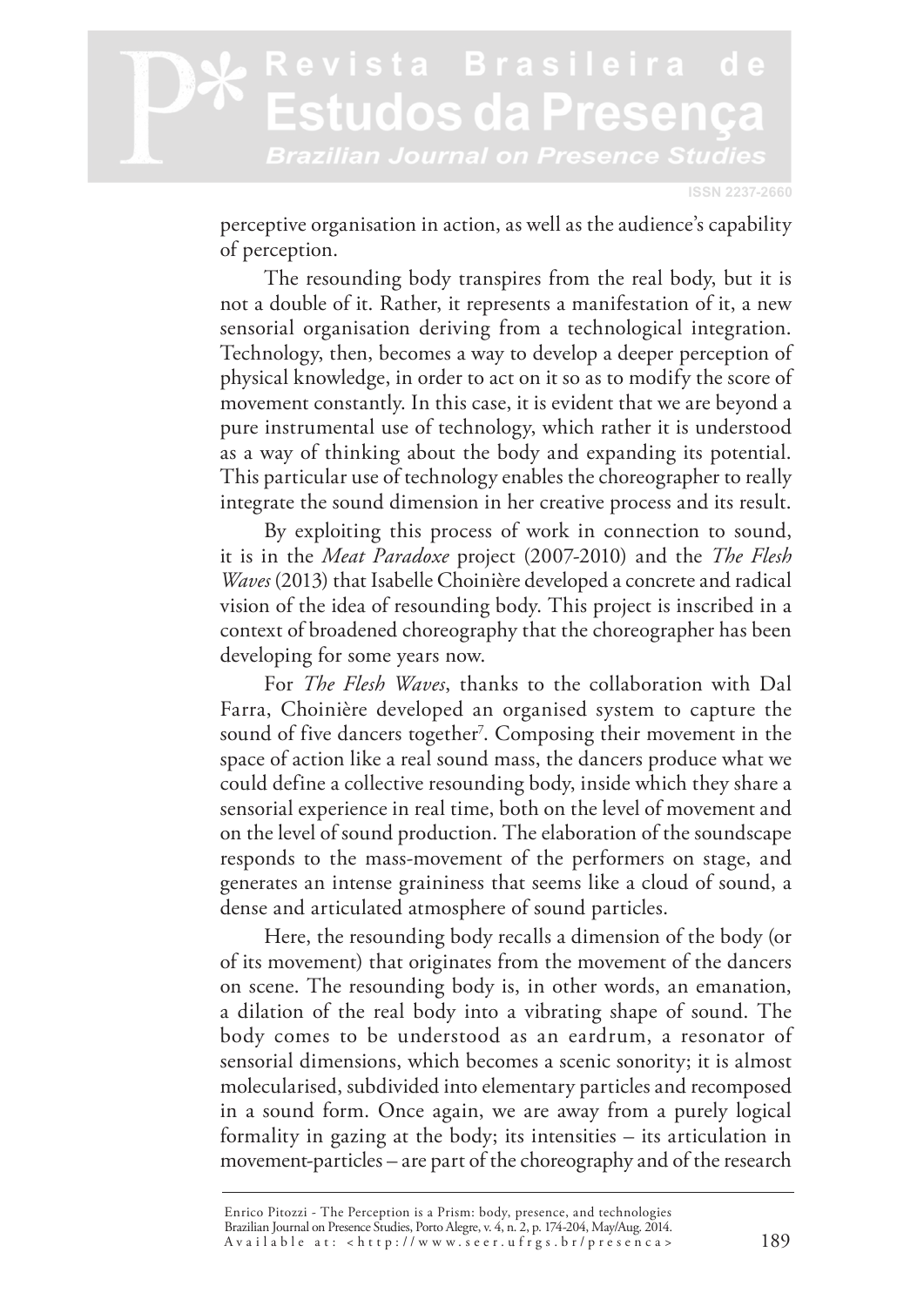perceptive organisation in action, as well as the audience's capability of perception.

The resounding body transpires from the real body, but it is not a double of it. Rather, it represents a manifestation of it, a new sensorial organisation deriving from a technological integration. Technology, then, becomes a way to develop a deeper perception of physical knowledge, in order to act on it so as to modify the score of movement constantly. In this case, it is evident that we are beyond a pure instrumental use of technology, which rather it is understood as a way of thinking about the body and expanding its potential. This particular use of technology enables the choreographer to really integrate the sound dimension in her creative process and its result.

By exploiting this process of work in connection to sound, it is in the *Meat Paradoxe* project (2007-2010) and the *The Flesh Waves* (2013) that Isabelle Choinière developed a concrete and radical vision of the idea of resounding body. This project is inscribed in a context of broadened choreography that the choreographer has been developing for some years now.

For *The Flesh Waves*, thanks to the collaboration with Dal Farra, Choinière developed an organised system to capture the sound of five dancers together[7]. Composing their movement in the space of action like a real sound mass, the dancers produce what we could define a collective resounding body, inside which they share a sensorial experience in real time, both on the level of movement and on the level of sound production. The elaboration of the soundscape responds to the mass-movement of the performers on stage, and generates an intense graininess that seems like a cloud of sound, a dense and articulated atmosphere of sound particles.

Here, the resounding body recalls a dimension of the body (or of its movement) that originates from the movement of the dancers on scene. The resounding body is, in other words, an emanation, a dilation of the real body into a vibrating shape of sound. The body comes to be understood as an eardrum, a resonator of sensorial dimensions, which becomes a scenic sonority; it is almost molecularised, subdivided into elementary particles and recomposed in a sound form. Once again, we are away from a purely logical formality in gazing at the body; its intensities – its articulation in movement-particles – are part of the choreography and of the research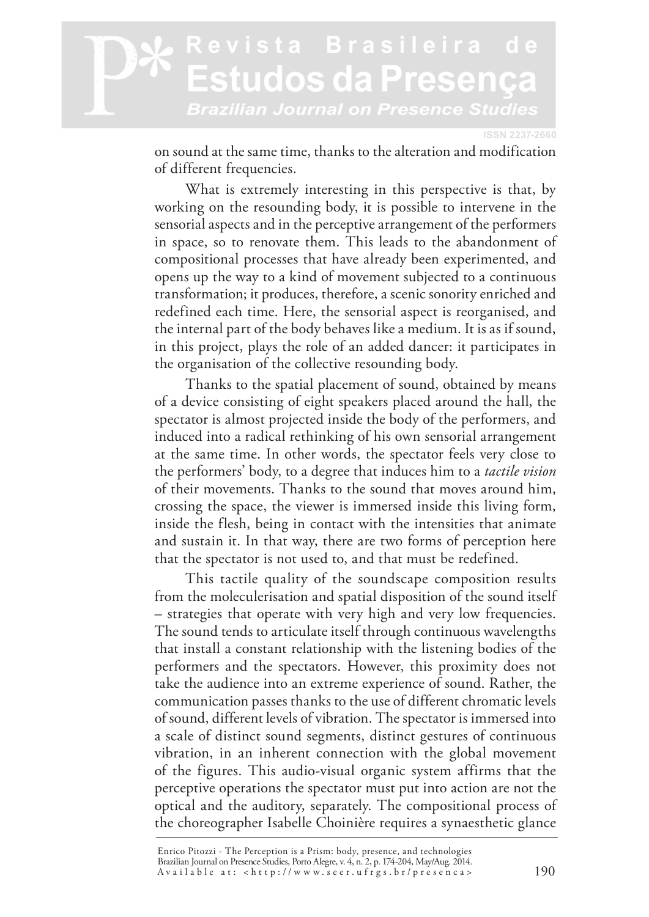on sound at the same time, thanks to the alteration and modification of different frequencies.

What is extremely interesting in this perspective is that, by working on the resounding body, it is possible to intervene in the sensorial aspects and in the perceptive arrangement of the performers in space, so to renovate them. This leads to the abandonment of compositional processes that have already been experimented, and opens up the way to a kind of movement subjected to a continuous transformation; it produces, therefore, a scenic sonority enriched and redefined each time. Here, the sensorial aspect is reorganised, and the internal part of the body behaves like a medium. It is as if sound, in this project, plays the role of an added dancer: it participates in the organisation of the collective resounding body.

Thanks to the spatial placement of sound, obtained by means of a device consisting of eight speakers placed around the hall, the spectator is almost projected inside the body of the performers, and induced into a radical rethinking of his own sensorial arrangement at the same time. In other words, the spectator feels very close to the performers' body, to a degree that induces him to a *tactile vision* of their movements. Thanks to the sound that moves around him, crossing the space, the viewer is immersed inside this living form, inside the flesh, being in contact with the intensities that animate and sustain it. In that way, there are two forms of perception here that the spectator is not used to, and that must be redefined.

This tactile quality of the soundscape composition results from the moleculerisation and spatial disposition of the sound itself – strategies that operate with very high and very low frequencies. The sound tends to articulate itself through continuous wavelengths that install a constant relationship with the listening bodies of the performers and the spectators. However, this proximity does not take the audience into an extreme experience of sound. Rather, the communication passes thanks to the use of different chromatic levels of sound, different levels of vibration. The spectator is immersed into a scale of distinct sound segments, distinct gestures of continuous vibration, in an inherent connection with the global movement of the figures. This audio-visual organic system affirms that the perceptive operations the spectator must put into action are not the optical and the auditory, separately. The compositional process of the choreographer Isabelle Choinière requires a synaesthetic glance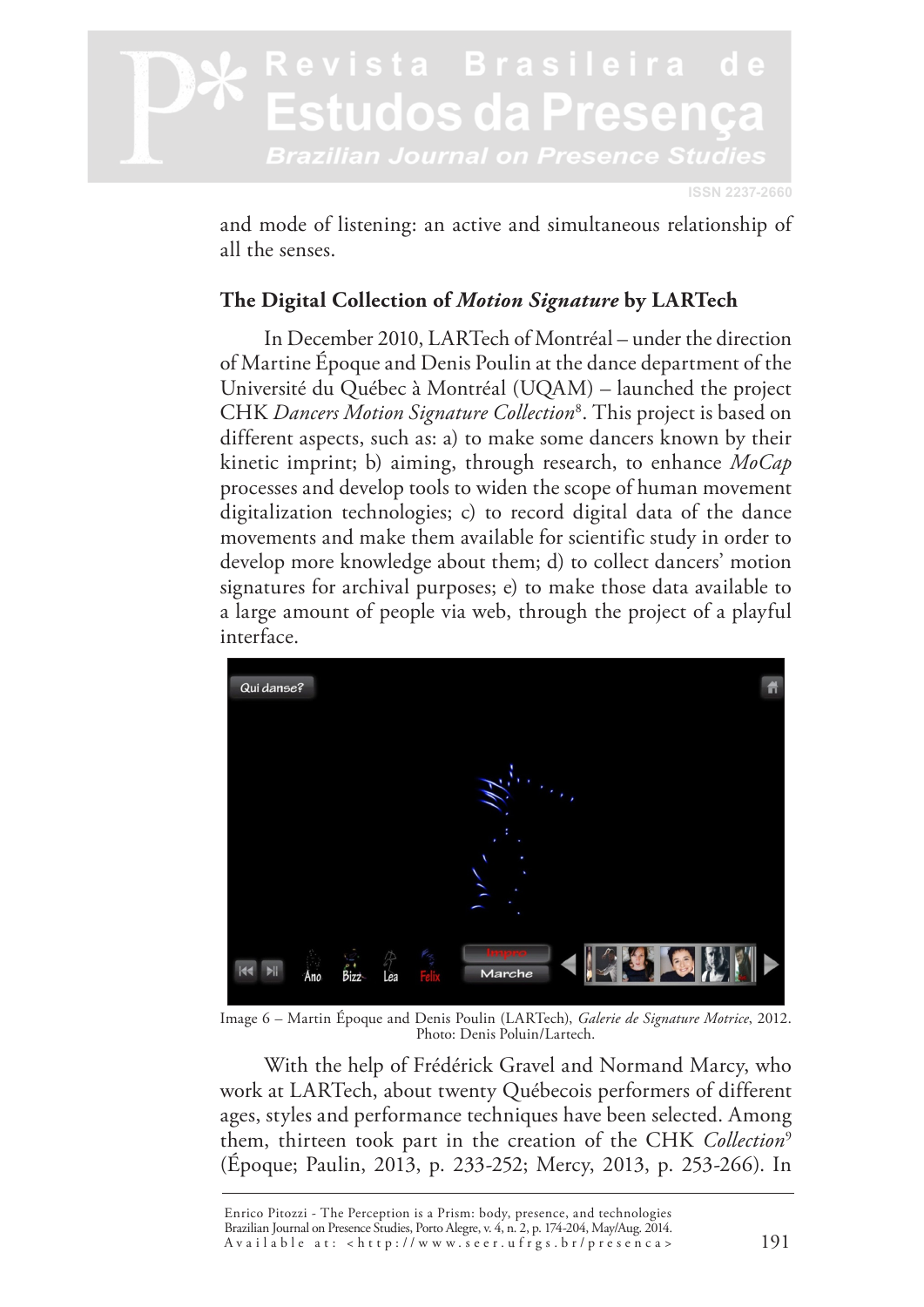and mode of listening: an active and simultaneous relationship of all the senses.

### The Digital Collection of *Motion Signature* by LARTech

In December 2010, LARTech of Montréal – under the direction of Martine Époque and Denis Poulin at the dance department of the Université du Québec à Montréal (UQAM) – launched the project CHK *Dancers Motion Signature Collection*[8]. This project is based on different aspects, such as: a) to make some dancers known by their kinetic imprint; b) aiming, through research, to enhance *MoCap* processes and develop tools to widen the scope of human movement digitalization technologies; c) to record digital data of the dance movements and make them available for scientific study in order to develop more knowledge about them; d) to collect dancers' motion signatures for archival purposes; e) to make those data available to a large amount of people via web, through the project of a playful interface.

Image 6 – Martin Époque and Denis Poulin (LARTech), *Galerie de Signature Motrice*, 2012. Photo: Denis Poluin/Lartech.

With the help of Frédérick Gravel and Normand Marcy, who work at LARTech, about twenty Québecois performers of different ages, styles and performance techniques have been selected. Among them, thirteen took part in the creation of the CHK *Collection*[9] (Époque; Paulin, 2013, p. 233-252; Mercy, 2013, p. 253-266). In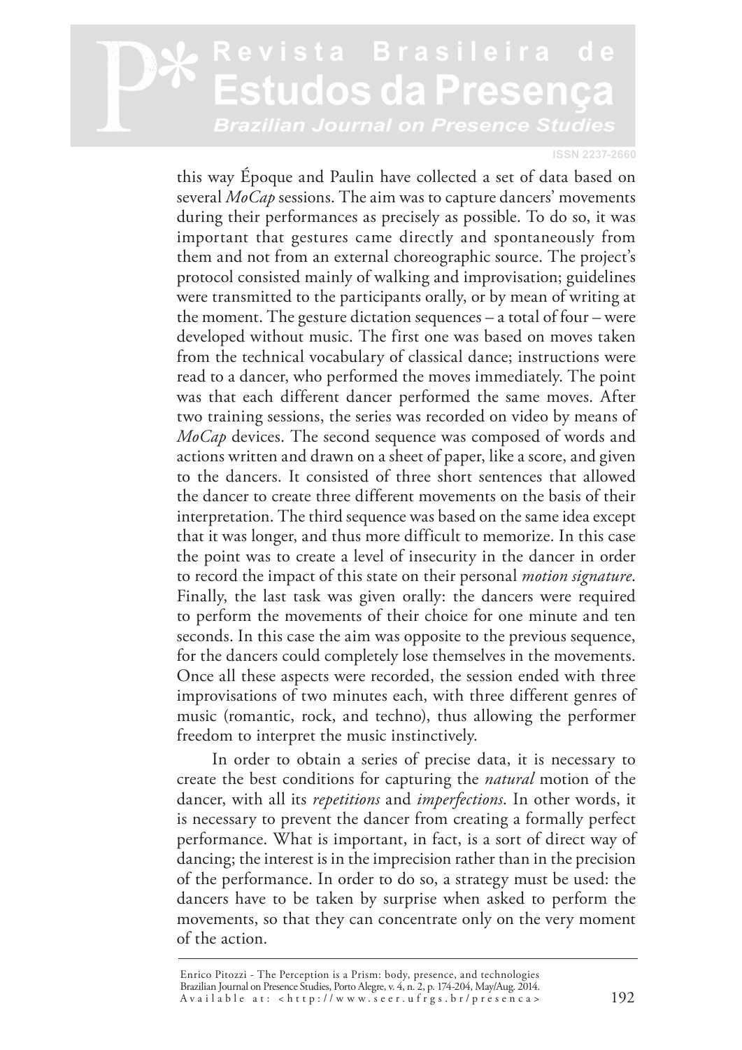this way Époque and Paulin have collected a set of data based on several *MoCap* sessions. The aim was to capture dancers' movements during their performances as precisely as possible. To do so, it was important that gestures came directly and spontaneously from them and not from an external choreographic source. The project's protocol consisted mainly of walking and improvisation; guidelines were transmitted to the participants orally, or by mean of writing at the moment. The gesture dictation sequences – a total of four – were developed without music. The first one was based on moves taken from the technical vocabulary of classical dance; instructions were read to a dancer, who performed the moves immediately. The point was that each different dancer performed the same moves. After two training sessions, the series was recorded on video by means of *MoCap* devices. The second sequence was composed of words and actions written and drawn on a sheet of paper, like a score, and given to the dancers. It consisted of three short sentences that allowed the dancer to create three different movements on the basis of their interpretation. The third sequence was based on the same idea except that it was longer, and thus more difficult to memorize. In this case the point was to create a level of insecurity in the dancer in order to record the impact of this state on their personal *motion signature*. Finally, the last task was given orally: the dancers were required to perform the movements of their choice for one minute and ten seconds. In this case the aim was opposite to the previous sequence, for the dancers could completely lose themselves in the movements. Once all these aspects were recorded, the session ended with three improvisations of two minutes each, with three different genres of music (romantic, rock, and techno), thus allowing the performer freedom to interpret the music instinctively.

In order to obtain a series of precise data, it is necessary to create the best conditions for capturing the *natural* motion of the dancer, with all its *repetitions* and *imperfections*. In other words, it is necessary to prevent the dancer from creating a formally perfect performance. What is important, in fact, is a sort of direct way of dancing; the interest is in the imprecision rather than in the precision of the performance. In order to do so, a strategy must be used: the dancers have to be taken by surprise when asked to perform the movements, so that they can concentrate only on the very moment of the action.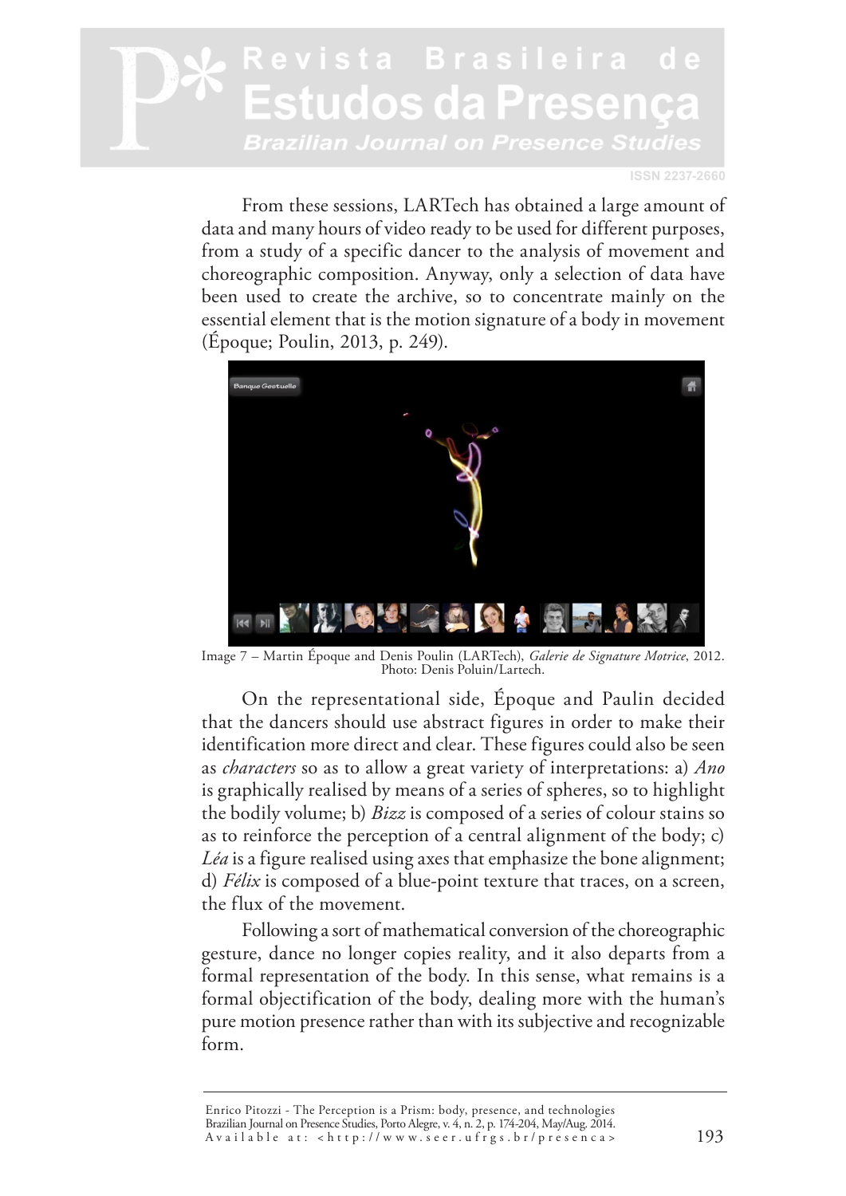From these sessions, LARTech has obtained a large amount of data and many hours of video ready to be used for different purposes, from a study of a specific dancer to the analysis of movement and choreographic composition. Anyway, only a selection of data have been used to create the archive, so to concentrate mainly on the essential element that is the motion signature of a body in movement (Époque; Poulin, 2013, p. 249).

Image 7 – Martin Époque and Denis Poulin (LARTech), *Galerie de Signature Motrice*, 2012. Photo: Denis Poluin/Lartech.

On the representational side, Époque and Paulin decided that the dancers should use abstract figures in order to make their identification more direct and clear. These figures could also be seen as *characters* so as to allow a great variety of interpretations: a) *Ano* is graphically realised by means of a series of spheres, so to highlight the bodily volume; b) *Bizz* is composed of a series of colour stains so as to reinforce the perception of a central alignment of the body; c) *Léa* is a figure realised using axes that emphasize the bone alignment; d) *Félix* is composed of a blue-point texture that traces, on a screen, the flux of the movement.

Following a sort of mathematical conversion of the choreographic gesture, dance no longer copies reality, and it also departs from a formal representation of the body. In this sense, what remains is a formal objectification of the body, dealing more with the human's pure motion presence rather than with its subjective and recognizable form.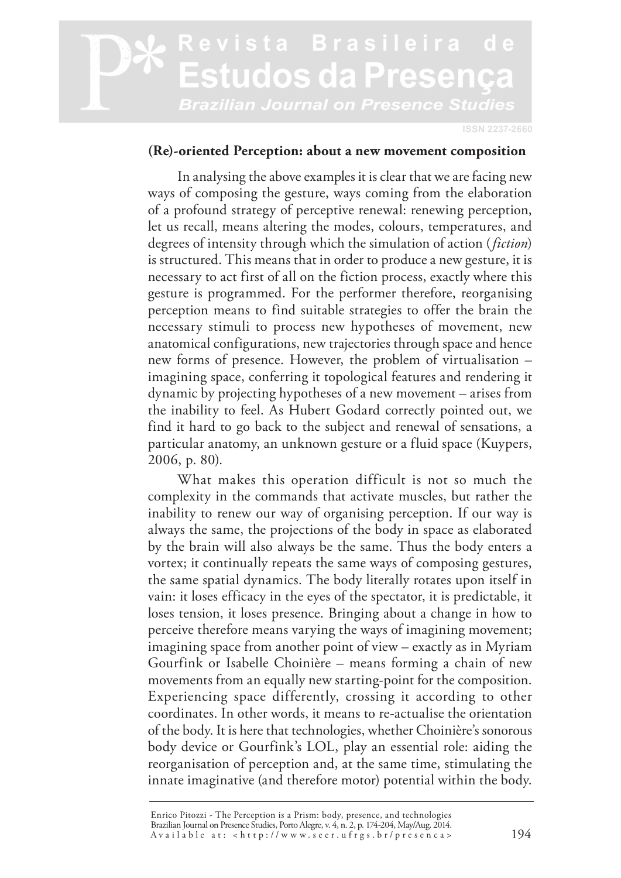## (Re)-oriented Perception: about a new movement composition

In analysing the above examples it is clear that we are facing new ways of composing the gesture, ways coming from the elaboration of a profound strategy of perceptive renewal: renewing perception, let us recall, means altering the modes, colours, temperatures, and degrees of intensity through which the simulation of action (*fiction*) is structured. This means that in order to produce a new gesture, it is necessary to act first of all on the fiction process, exactly where this gesture is programmed. For the performer therefore, reorganising perception means to find suitable strategies to offer the brain the necessary stimuli to process new hypotheses of movement, new anatomical configurations, new trajectories through space and hence new forms of presence. However, the problem of virtualisation – imagining space, conferring it topological features and rendering it dynamic by projecting hypotheses of a new movement – arises from the inability to feel. As Hubert Godard correctly pointed out, we find it hard to go back to the subject and renewal of sensations, a particular anatomy, an unknown gesture or a fluid space (Kuypers, 2006, p. 80).

What makes this operation difficult is not so much the complexity in the commands that activate muscles, but rather the inability to renew our way of organising perception. If our way is always the same, the projections of the body in space as elaborated by the brain will also always be the same. Thus the body enters a vortex; it continually repeats the same ways of composing gestures, the same spatial dynamics. The body literally rotates upon itself in vain: it loses efficacy in the eyes of the spectator, it is predictable, it loses tension, it loses presence. Bringing about a change in how to perceive therefore means varying the ways of imagining movement; imagining space from another point of view – exactly as in Myriam Gourfink or Isabelle Choinière – means forming a chain of new movements from an equally new starting-point for the composition. Experiencing space differently, crossing it according to other coordinates. In other words, it means to re-actualise the orientation of the body. It is here that technologies, whether Choinière's sonorous body device or Gourfink's LOL, play an essential role: aiding the reorganisation of perception and, at the same time, stimulating the innate imaginative (and therefore motor) potential within the body.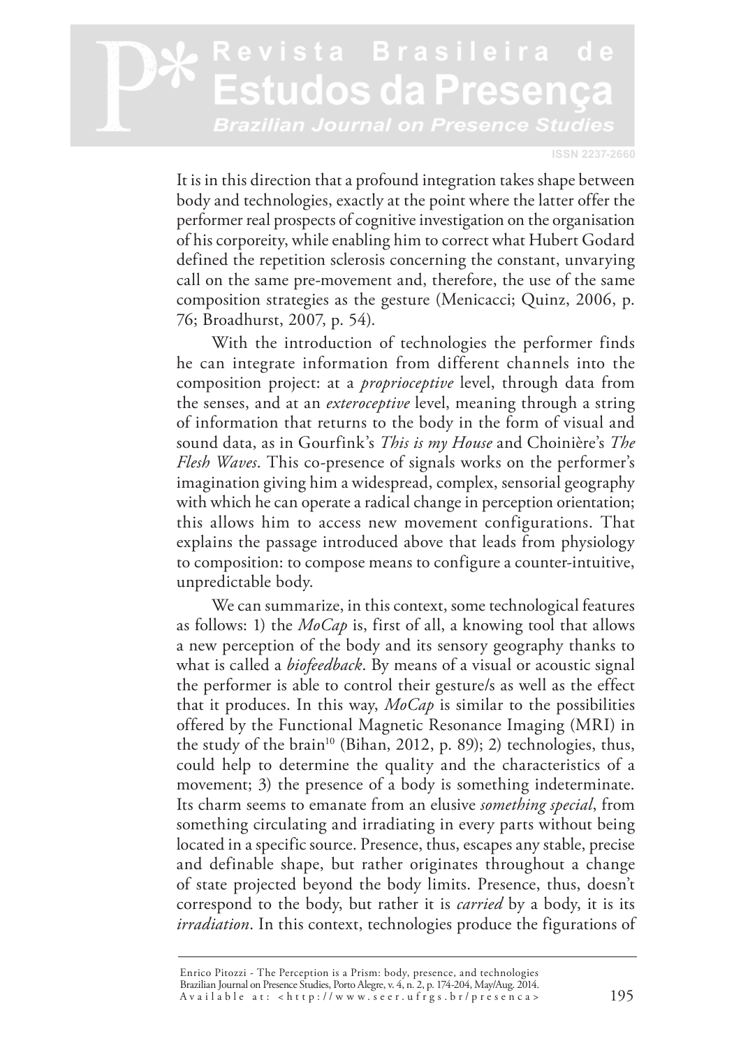It is in this direction that a profound integration takes shape between body and technologies, exactly at the point where the latter offer the performer real prospects of cognitive investigation on the organisation of his corporeity, while enabling him to correct what Hubert Godard defined the repetition sclerosis concerning the constant, unvarying call on the same pre-movement and, therefore, the use of the same composition strategies as the gesture (Menicacci; Quinz, 2006, p. 76; Broadhurst, 2007, p. 54).

With the introduction of technologies the performer finds he can integrate information from different channels into the composition project: at a *proprioceptive* level, through data from the senses, and at an *exteroceptive* level, meaning through a string of information that returns to the body in the form of visual and sound data, as in Gourfink's *This is my House* and Choinière's *The Flesh Waves*. This co-presence of signals works on the performer's imagination giving him a widespread, complex, sensorial geography with which he can operate a radical change in perception orientation; this allows him to access new movement configurations. That explains the passage introduced above that leads from physiology to composition: to compose means to configure a counter-intuitive, unpredictable body.

We can summarize, in this context, some technological features as follows: 1) the *MoCap* is, first of all, a knowing tool that allows a new perception of the body and its sensory geography thanks to what is called a *biofeedback*. By means of a visual or acoustic signal the performer is able to control their gesture/s as well as the effect that it produces. In this way, *MoCap* is similar to the possibilities offered by the Functional Magnetic Resonance Imaging (MRI) in the study of the brain[10] (Bihan, 2012, p. 89); 2) technologies, thus, could help to determine the quality and the characteristics of a movement; 3) the presence of a body is something indeterminate. Its charm seems to emanate from an elusive *something special*, from something circulating and irradiating in every parts without being located in a specific source. Presence, thus, escapes any stable, precise and definable shape, but rather originates throughout a change of state projected beyond the body limits. Presence, thus, doesn't correspond to the body, but rather it is *carried* by a body, it is its *irradiation*. In this context, technologies produce the figurations of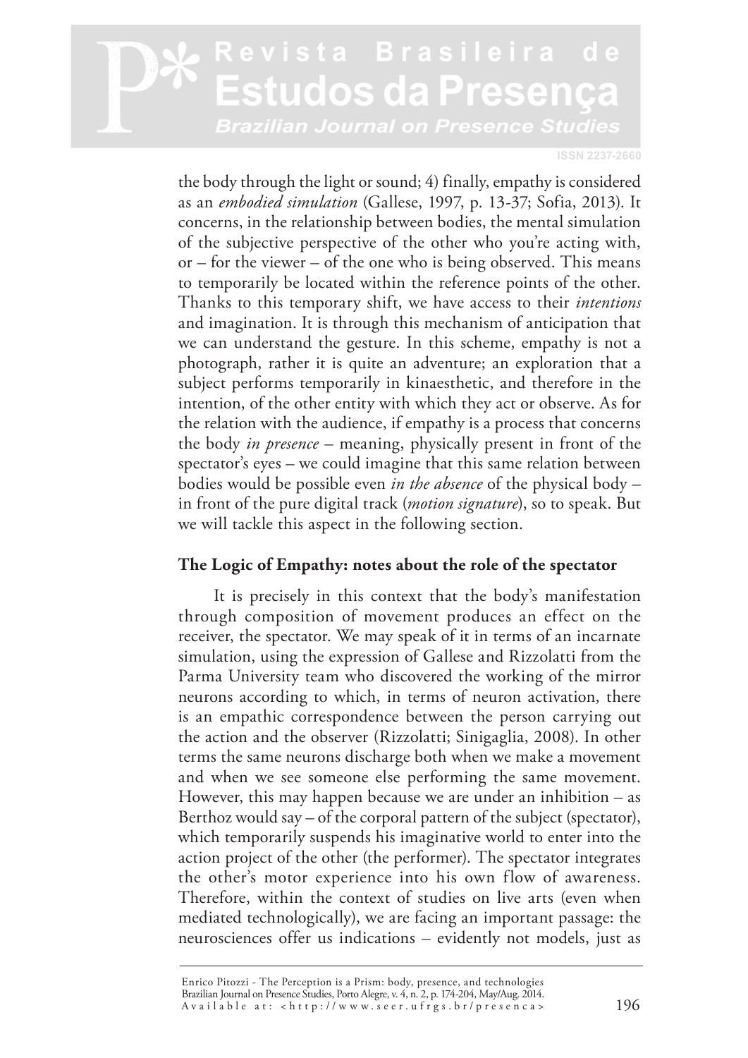the body through the light or sound; 4) finally, empathy is considered as an *embodied simulation* (Gallese, 1997, p. 13-37; Sofia, 2013). It concerns, in the relationship between bodies, the mental simulation of the subjective perspective of the other who you're acting with, or – for the viewer – of the one who is being observed. This means to temporarily be located within the reference points of the other. Thanks to this temporary shift, we have access to their *intentions* and imagination. It is through this mechanism of anticipation that we can understand the gesture. In this scheme, empathy is not a photograph, rather it is quite an adventure; an exploration that a subject performs temporarily in kinaesthetic, and therefore in the intention, of the other entity with which they act or observe. As for the relation with the audience, if empathy is a process that concerns the body *in presence* – meaning, physically present in front of the spectator's eyes – we could imagine that this same relation between bodies would be possible even *in the absence* of the physical body – in front of the pure digital track (*motion signature*), so to speak. But we will tackle this aspect in the following section.

## The Logic of Empathy: notes about the role of the spectator

It is precisely in this context that the body's manifestation through composition of movement produces an effect on the receiver, the spectator. We may speak of it in terms of an incarnate simulation, using the expression of Gallese and Rizzolatti from the Parma University team who discovered the working of the mirror neurons according to which, in terms of neuron activation, there is an empathic correspondence between the person carrying out the action and the observer (Rizzolatti; Sinigaglia, 2008). In other terms the same neurons discharge both when we make a movement and when we see someone else performing the same movement. However, this may happen because we are under an inhibition – as Berthoz would say – of the corporal pattern of the subject (spectator), which temporarily suspends his imaginative world to enter into the action project of the other (the performer). The spectator integrates the other's motor experience into his own flow of awareness. Therefore, within the context of studies on live arts (even when mediated technologically), we are facing an important passage: the neurosciences offer us indications – evidently not models, just as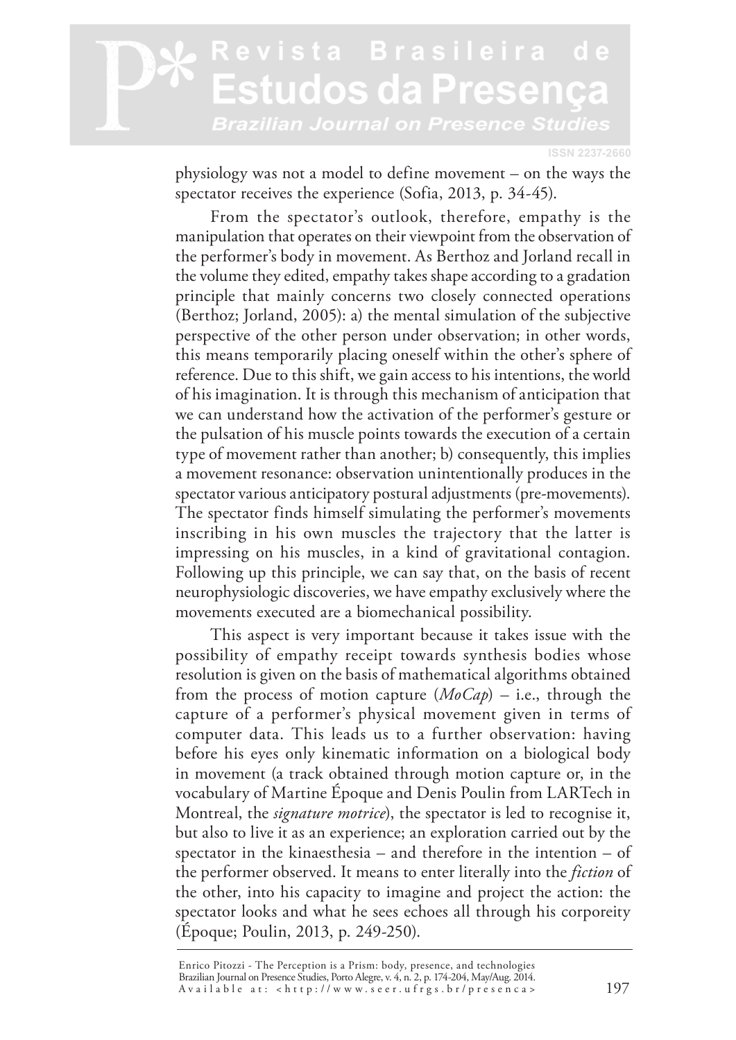physiology was not a model to define movement – on the ways the spectator receives the experience (Sofia, 2013, p. 34-45).

From the spectator's outlook, therefore, empathy is the manipulation that operates on their viewpoint from the observation of the performer's body in movement. As Berthoz and Jorland recall in the volume they edited, empathy takes shape according to a gradation principle that mainly concerns two closely connected operations (Berthoz; Jorland, 2005): a) the mental simulation of the subjective perspective of the other person under observation; in other words, this means temporarily placing oneself within the other's sphere of reference. Due to this shift, we gain access to his intentions, the world of his imagination. It is through this mechanism of anticipation that we can understand how the activation of the performer's gesture or the pulsation of his muscle points towards the execution of a certain type of movement rather than another; b) consequently, this implies a movement resonance: observation unintentionally produces in the spectator various anticipatory postural adjustments (pre-movements). The spectator finds himself simulating the performer's movements inscribing in his own muscles the trajectory that the latter is impressing on his muscles, in a kind of gravitational contagion. Following up this principle, we can say that, on the basis of recent neurophysiologic discoveries, we have empathy exclusively where the movements executed are a biomechanical possibility.

This aspect is very important because it takes issue with the possibility of empathy receipt towards synthesis bodies whose resolution is given on the basis of mathematical algorithms obtained from the process of motion capture (*MoCap*) – i.e., through the capture of a performer's physical movement given in terms of computer data. This leads us to a further observation: having before his eyes only kinematic information on a biological body in movement (a track obtained through motion capture or, in the vocabulary of Martine Époque and Denis Poulin from LARTech in Montreal, the *signature motrice*), the spectator is led to recognise it, but also to live it as an experience; an exploration carried out by the spectator in the kinaesthesia – and therefore in the intention – of the performer observed. It means to enter literally into the *fiction* of the other, into his capacity to imagine and project the action: the spectator looks and what he sees echoes all through his corporeity (Époque; Poulin, 2013, p. 249-250).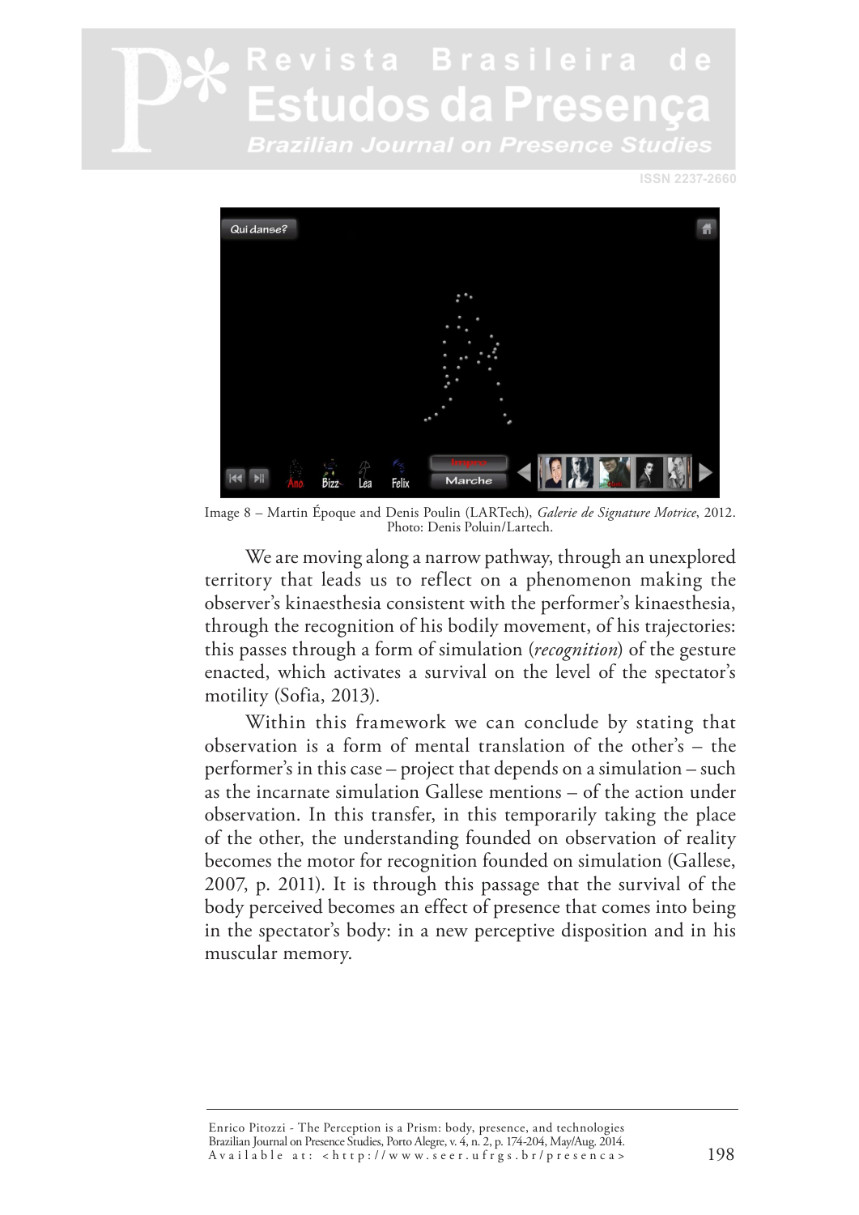Image 8 – Martin Époque and Denis Poulin (LARTech), *Galerie de Signature Motrice*, 2012. Photo: Denis Poluin/Lartech.

We are moving along a narrow pathway, through an unexplored territory that leads us to reflect on a phenomenon making the observer's kinaesthesia consistent with the performer's kinaesthesia, through the recognition of his bodily movement, of his trajectories: this passes through a form of simulation (*recognition*) of the gesture enacted, which activates a survival on the level of the spectator's motility (Sofia, 2013).

Within this framework we can conclude by stating that observation is a form of mental translation of the other's – the performer's in this case – project that depends on a simulation – such as the incarnate simulation Gallese mentions – of the action under observation. In this transfer, in this temporarily taking the place of the other, the understanding founded on observation of reality becomes the motor for recognition founded on simulation (Gallese, 2007, p. 2011). It is through this passage that the survival of the body perceived becomes an effect of presence that comes into being in the spectator's body: in a new perceptive disposition and in his muscular memory.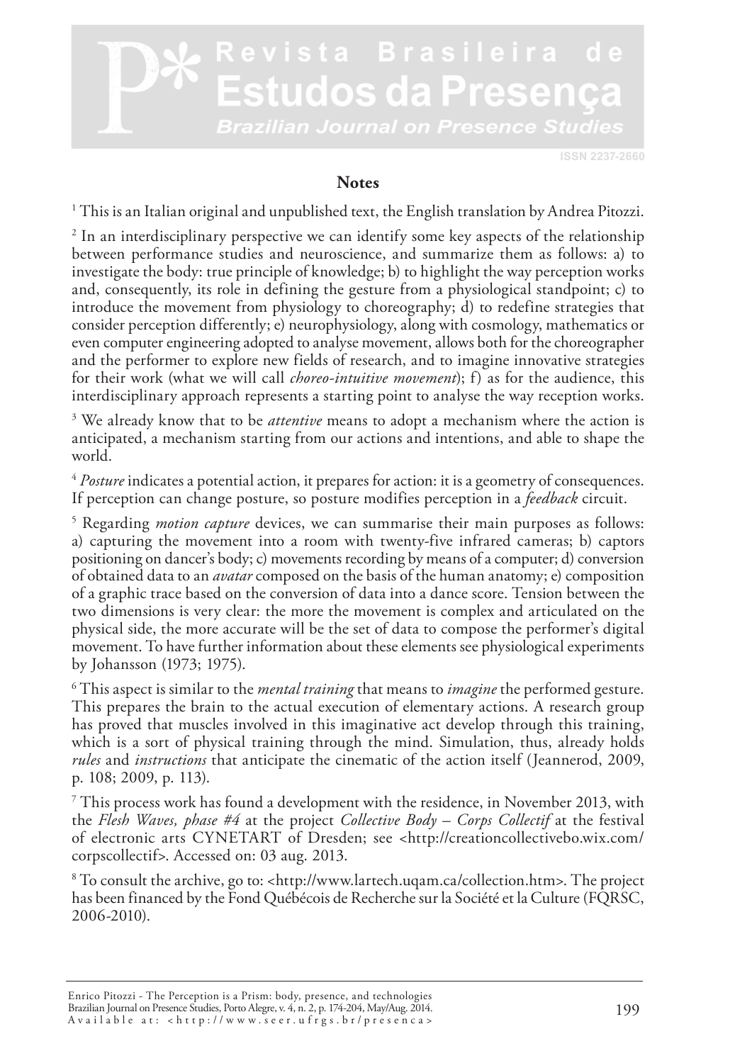## Notes

[1] This is an Italian original and unpublished text, the English translation by Andrea Pitozzi.

[2] In an interdisciplinary perspective we can identify some key aspects of the relationship between performance studies and neuroscience, and summarize them as follows: a) to investigate the body: true principle of knowledge; b) to highlight the way perception works and, consequently, its role in defining the gesture from a physiological standpoint; c) to introduce the movement from physiology to choreography; d) to redefine strategies that consider perception differently; e) neurophysiology, along with cosmology, mathematics or even computer engineering adopted to analyse movement, allows both for the choreographer and the performer to explore new fields of research, and to imagine innovative strategies for their work (what we will call *choreo-intuitive movement*); f) as for the audience, this interdisciplinary approach represents a starting point to analyse the way reception works.

[3] We already know that to be *attentive* means to adopt a mechanism where the action is anticipated, a mechanism starting from our actions and intentions, and able to shape the world.

[4] *Posture* indicates a potential action, it prepares for action: it is a geometry of consequences. If perception can change posture, so posture modifies perception in a *feedback* circuit.

[5] Regarding *motion capture* devices, we can summarise their main purposes as follows: a) capturing the movement into a room with twenty-five infrared cameras; b) captors positioning on dancer's body; c) movements recording by means of a computer; d) conversion of obtained data to an *avatar* composed on the basis of the human anatomy; e) composition of a graphic trace based on the conversion of data into a dance score. Tension between the two dimensions is very clear: the more the movement is complex and articulated on the physical side, the more accurate will be the set of data to compose the performer's digital movement. To have further information about these elements see physiological experiments by Johansson (1973; 1975).

[6] This aspect is similar to the *mental training* that means to *imagine* the performed gesture. This prepares the brain to the actual execution of elementary actions. A research group has proved that muscles involved in this imaginative act develop through this training, which is a sort of physical training through the mind. Simulation, thus, already holds *rules* and *instructions* that anticipate the cinematic of the action itself (Jeannerod, 2009, p. 108; 2009, p. 113).

[7] This process work has found a development with the residence, in November 2013, with the *Flesh Waves, phase #4* at the project *Collective Body – Corps Collectif* at the festival of electronic arts CYNETART of Dresden; see <http://creationcollectivebo.wix.com/corpscollectif>. Accessed on: 03 aug. 2013.

[8] To consult the archive, go to: <http://www.lartech.uqam.ca/collection.htm>. The project has been financed by the Fond Québécois de Recherche sur la Société et la Culture (FQRSC, 2006-2010).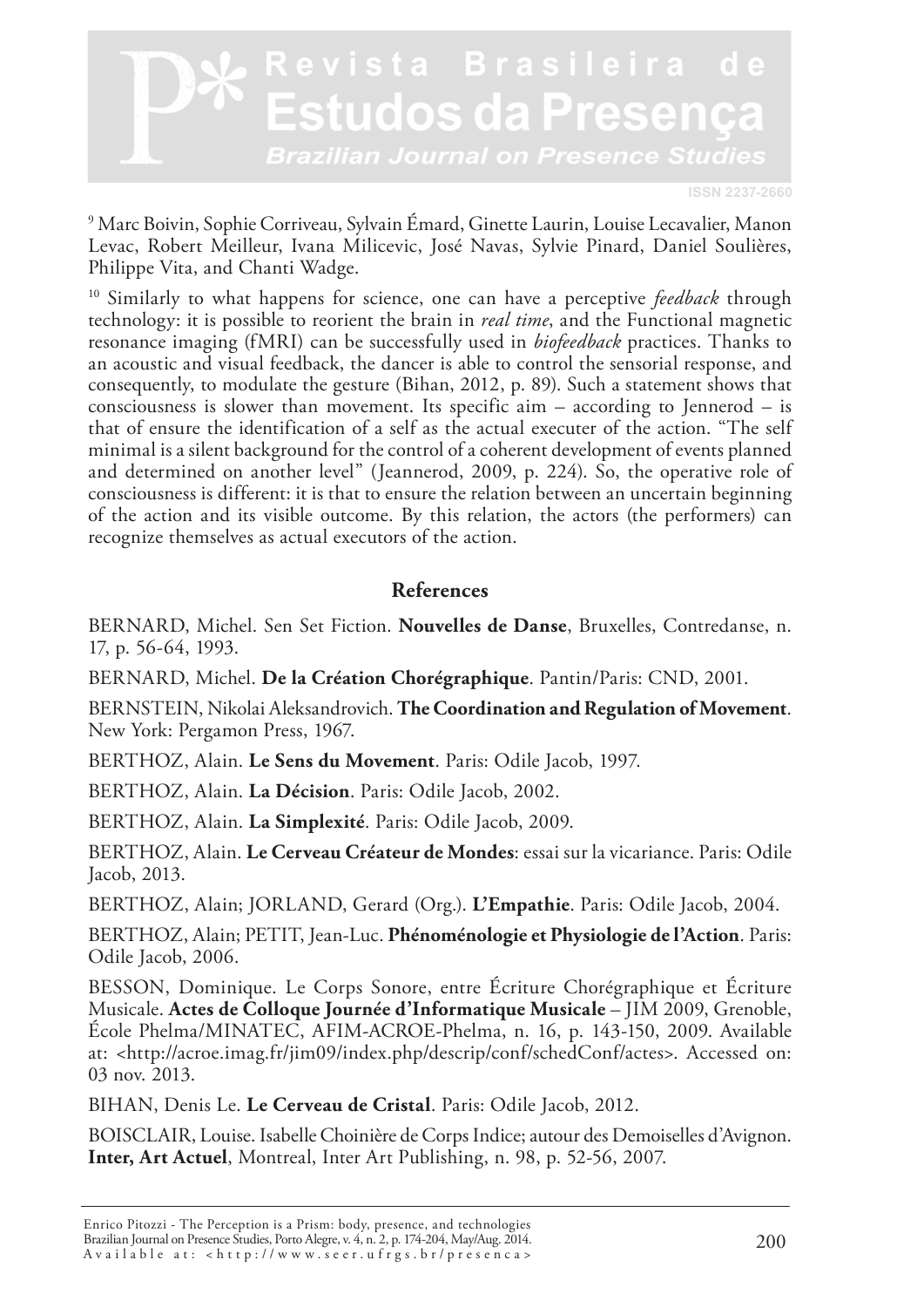[9] Marc Boivin, Sophie Corriveau, Sylvain Émard, Ginette Laurin, Louise Lecavalier, Manon Levac, Robert Meilleur, Ivana Milicevic, José Navas, Sylvie Pinard, Daniel Soulières, Philippe Vita, and Chanti Wadge.

[10] Similarly to what happens for science, one can have a perceptive *feedback* through technology: it is possible to reorient the brain in *real time*, and the Functional magnetic resonance imaging (fMRI) can be successfully used in *biofeedback* practices. Thanks to an acoustic and visual feedback, the dancer is able to control the sensorial response, and consequently, to modulate the gesture (Bihan, 2012, p. 89). Such a statement shows that consciousness is slower than movement. Its specific aim – according to Jennerod – is that of ensure the identification of a self as the actual executer of the action. "The self minimal is a silent background for the control of a coherent development of events planned and determined on another level" (Jeannerod, 2009, p. 224). So, the operative role of consciousness is different: it is that to ensure the relation between an uncertain beginning of the action and its visible outcome. By this relation, the actors (the performers) can recognize themselves as actual executors of the action.

## References

BERNARD, Michel. Sen Set Fiction. **Nouvelles de Danse**, Bruxelles, Contredanse, n. 17, p. 56-64, 1993.

BERNARD, Michel. **De la Création Chorégraphique**. Pantin/Paris: CND, 2001.

BERNSTEIN, Nikolai Aleksandrovich. **The Coordination and Regulation of Movement**. New York: Pergamon Press, 1967.

BERTHOZ, Alain. **Le Sens du Movement**. Paris: Odile Jacob, 1997.

BERTHOZ, Alain. **La Décision**. Paris: Odile Jacob, 2002.

BERTHOZ, Alain. **La Simplexité**. Paris: Odile Jacob, 2009.

BERTHOZ, Alain. **Le Cerveau Créateur de Mondes**: essai sur la vicariance. Paris: Odile Jacob, 2013.

BERTHOZ, Alain; JORLAND, Gerard (Org.). **L'Empathie**. Paris: Odile Jacob, 2004.

BERTHOZ, Alain; PETIT, Jean-Luc. **Phénoménologie et Physiologie de l'Action**. Paris: Odile Jacob, 2006.

BESSON, Dominique. Le Corps Sonore, entre Écriture Chorégraphique et Écriture Musicale. **Actes de Colloque Journée d'Informatique Musicale** – JIM 2009, Grenoble, École Phelma/MINATEC, AFIM-ACROE-Phelma, n. 16, p. 143-150, 2009. Available at: <http://acroe.imag.fr/jim09/index.php/descrip/conf/schedConf/actes>. Accessed on: 03 nov. 2013.

BIHAN, Denis Le. **Le Cerveau de Cristal**. Paris: Odile Jacob, 2012.

BOISCLAIR, Louise. Isabelle Choinière de Corps Indice; autour des Demoiselles d'Avignon. **Inter, Art Actuel**, Montreal, Inter Art Publishing, n. 98, p. 52-56, 2007.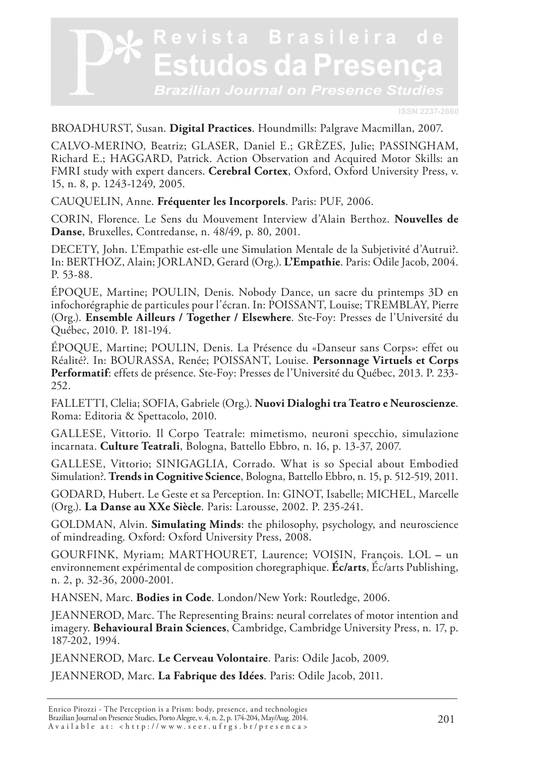BROADHURST, Susan. **Digital Practices**. Houndmills: Palgrave Macmillan, 2007.

CALVO-MERINO, Beatriz; GLASER, Daniel E.; GRÈZES, Julie; PASSINGHAM, Richard E.; HAGGARD, Patrick. Action Observation and Acquired Motor Skills: an FMRI study with expert dancers. **Cerebral Cortex**, Oxford, Oxford University Press, v. 15, n. 8, p. 1243-1249, 2005.

CAUQUELIN, Anne. **Fréquenter les Incorporels**. Paris: PUF, 2006.

CORIN, Florence. Le Sens du Mouvement Interview d'Alain Berthoz. **Nouvelles de Danse**, Bruxelles, Contredanse, n. 48/49, p. 80, 2001.

DECETY, John. L'Empathie est-elle une Simulation Mentale de la Subjetivité d'Autrui?. In: BERTHOZ, Alain; JORLAND, Gerard (Org.). **L'Empathie**. Paris: Odile Jacob, 2004. P. 53-88.

ÉPOQUE, Martine; POULIN, Denis. Nobody Dance, un sacre du printemps 3D en infochorégraphie de particules pour l'écran. In: POISSANT, Louise; TREMBLAY, Pierre (Org.). **Ensemble Ailleurs / Together / Elsewhere**. Ste-Foy: Presses de l'Université du Québec, 2010. P. 181-194.

ÉPOQUE, Martine; POULIN, Denis. La Présence du «Danseur sans Corps»: effet ou Réalité?. In: BOURASSA, Renée; POISSANT, Louise. **Personnage Virtuels et Corps Performatif**: effets de présence. Ste-Foy: Presses de l'Université du Québec, 2013. P. 233-252.

FALLETTI, Clelia; SOFIA, Gabriele (Org.). **Nuovi Dialoghi tra Teatro e Neuroscienze**. Roma: Editoria & Spettacolo, 2010.

GALLESE, Vittorio. Il Corpo Teatrale: mimetismo, neuroni specchio, simulazione incarnata. **Culture Teatrali**, Bologna, Battello Ebbro, n. 16, p. 13-37, 2007.

GALLESE, Vittorio; SINIGAGLIA, Corrado. What is so Special about Embodied Simulation?. **Trends in Cognitive Science**, Bologna, Battello Ebbro, n. 15, p. 512-519, 2011.

GODARD, Hubert. Le Geste et sa Perception. In: GINOT, Isabelle; MICHEL, Marcelle (Org.). **La Danse au XXe Siècle**. Paris: Larousse, 2002. P. 235-241.

GOLDMAN, Alvin. **Simulating Minds**: the philosophy, psychology, and neuroscience of mindreading. Oxford: Oxford University Press, 2008.

GOURFINK, Myriam; MARTHOURET, Laurence; VOISIN, François. LOL – un environnement expérimental de composition choregraphique. **Éc/arts**, Éc/arts Publishing, n. 2, p. 32-36, 2000-2001.

HANSEN, Marc. **Bodies in Code**. London/New York: Routledge, 2006.

JEANNEROD, Marc. The Representing Brains: neural correlates of motor intention and imagery. **Behavioural Brain Sciences**, Cambridge, Cambridge University Press, n. 17, p. 187-202, 1994.

JEANNEROD, Marc. **Le Cerveau Volontaire**. Paris: Odile Jacob, 2009.

JEANNEROD, Marc. **La Fabrique des Idées**. Paris: Odile Jacob, 2011.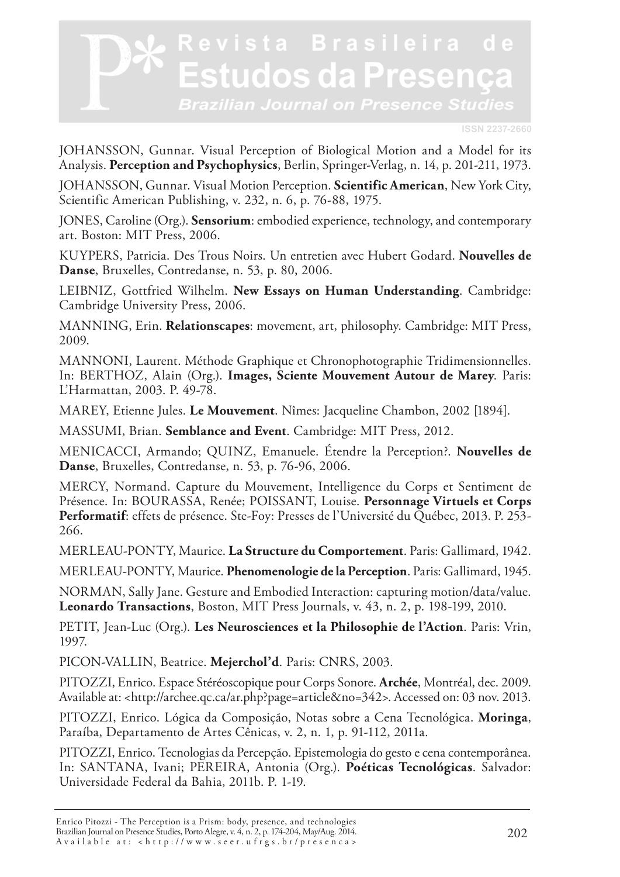JOHANSSON, Gunnar. Visual Perception of Biological Motion and a Model for its Analysis. **Perception and Psychophysics**, Berlin, Springer-Verlag, n. 14, p. 201-211, 1973.

JOHANSSON, Gunnar. Visual Motion Perception. **Scientific American**, New York City, Scientific American Publishing, v. 232, n. 6, p. 76-88, 1975.

JONES, Caroline (Org.). **Sensorium**: embodied experience, technology, and contemporary art. Boston: MIT Press, 2006.

KUYPERS, Patricia. Des Trous Noirs. Un entretien avec Hubert Godard. **Nouvelles de Danse**, Bruxelles, Contredanse, n. 53, p. 80, 2006.

LEIBNIZ, Gottfried Wilhelm. **New Essays on Human Understanding**. Cambridge: Cambridge University Press, 2006.

MANNING, Erin. **Relationscapes**: movement, art, philosophy. Cambridge: MIT Press, 2009.

MANNONI, Laurent. Méthode Graphique et Chronophotographie Tridimensionnelles. In: BERTHOZ, Alain (Org.). **Images, Sciente Mouvement Autour de Marey**. Paris: L'Harmattan, 2003. P. 49-78.

MAREY, Etienne Jules. **Le Mouvement**. Nîmes: Jacqueline Chambon, 2002 [1894].

MASSUMI, Brian. **Semblance and Event**. Cambridge: MIT Press, 2012.

MENICACCI, Armando; QUINZ, Emanuele. Étendre la Perception?. **Nouvelles de Danse**, Bruxelles, Contredanse, n. 53, p. 76-96, 2006.

MERCY, Normand. Capture du Mouvement, Intelligence du Corps et Sentiment de Présence. In: BOURASSA, Renée; POISSANT, Louise. **Personnage Virtuels et Corps Performatif**: effets de présence. Ste-Foy: Presses de l'Université du Québec, 2013. P. 253-266.

MERLEAU-PONTY, Maurice. **La Structure du Comportement**. Paris: Gallimard, 1942.

MERLEAU-PONTY, Maurice. **Phenomenologie de la Perception**. Paris: Gallimard, 1945.

NORMAN, Sally Jane. Gesture and Embodied Interaction: capturing motion/data/value. **Leonardo Transactions**, Boston, MIT Press Journals, v. 43, n. 2, p. 198-199, 2010.

PETIT, Jean-Luc (Org.). **Les Neurosciences et la Philosophie de l'Action**. Paris: Vrin, 1997.

PICON-VALLIN, Beatrice. **Mejerchol'd**. Paris: CNRS, 2003.

PITOZZI, Enrico. Espace Stéréoscopique pour Corps Sonore. **Archée**, Montréal, dec. 2009. Available at: <http://archee.qc.ca/ar.php?page=article&no=342>. Accessed on: 03 nov. 2013.

PITOZZI, Enrico. Lógica da Composição, Notas sobre a Cena Tecnológica. **Moringa**, Paraíba, Departamento de Artes Cênicas, v. 2, n. 1, p. 91-112, 2011a.

PITOZZI, Enrico. Tecnologias da Percepção. Epistemologia do gesto e cena contemporânea. In: SANTANA, Ivani; PEREIRA, Antonia (Org.). **Poéticas Tecnológicas**. Salvador: Universidade Federal da Bahia, 2011b. P. 1-19.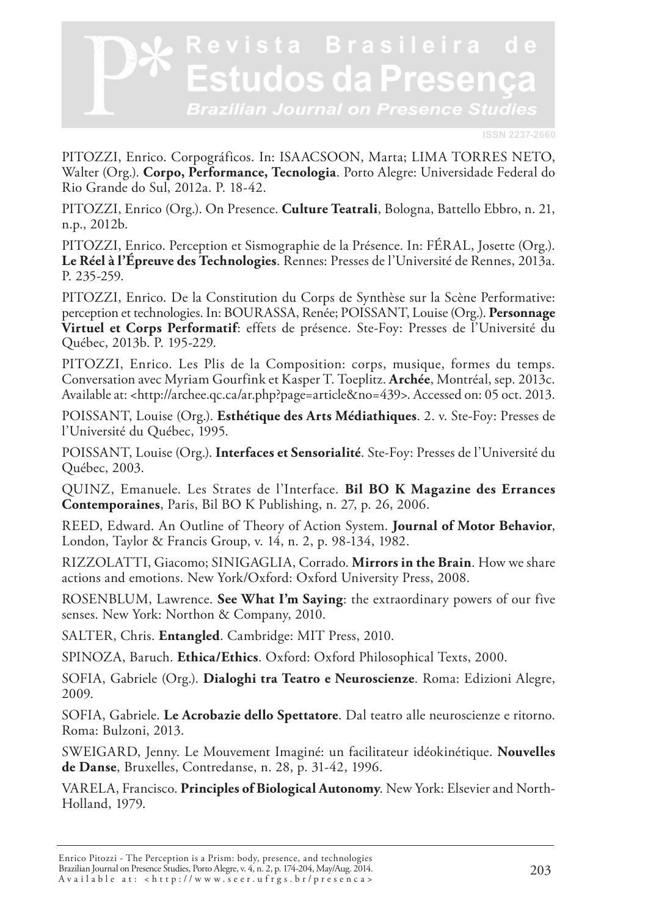PITOZZI, Enrico. Corpográficos. In: ISAACSOON, Marta; LIMA TORRES NETO, Walter (Org.). **Corpo, Performance, Tecnologia**. Porto Alegre: Universidade Federal do Rio Grande do Sul, 2012a. P. 18-42.

PITOZZI, Enrico (Org.). On Presence. **Culture Teatrali**, Bologna, Battello Ebbro, n. 21, n.p., 2012b.

PITOZZI, Enrico. Perception et Sismographie de la Présence. In: FÉRAL, Josette (Org.). **Le Réel à l'Épreuve des Technologies**. Rennes: Presses de l'Université de Rennes, 2013a. P. 235-259.

PITOZZI, Enrico. De la Constitution du Corps de Synthèse sur la Scène Performative: perception et technologies. In: BOURASSA, Renée; POISSANT, Louise (Org.). **Personnage Virtuel et Corps Performatif**: effets de présence. Ste-Foy: Presses de l'Université du Québec, 2013b. P. 195-229.

PITOZZI, Enrico. Les Plis de la Composition: corps, musique, formes du temps. Conversation avec Myriam Gourfink et Kasper T. Toeplitz. **Archée**, Montréal, sep. 2013c. Available at: <http://archee.qc.ca/ar.php?page=article&no=439>. Accessed on: 05 oct. 2013.

POISSANT, Louise (Org.). **Esthétique des Arts Médiathiques**. 2. v. Ste-Foy: Presses de l'Université du Québec, 1995.

POISSANT, Louise (Org.). **Interfaces et Sensorialité**. Ste-Foy: Presses de l'Université du Québec, 2003.

QUINZ, Emanuele. Les Strates de l'Interface. **Bil BO K Magazine des Errances Contemporaines**, Paris, Bil BO K Publishing, n. 27, p. 26, 2006.

REED, Edward. An Outline of Theory of Action System. **Journal of Motor Behavior**, London, Taylor & Francis Group, v. 14, n. 2, p. 98-134, 1982.

RIZZOLATTI, Giacomo; SINIGAGLIA, Corrado. **Mirrors in the Brain**. How we share actions and emotions. New York/Oxford: Oxford University Press, 2008.

ROSENBLUM, Lawrence. **See What I'm Saying**: the extraordinary powers of our five senses. New York: Northon & Company, 2010.

SALTER, Chris. **Entangled**. Cambridge: MIT Press, 2010.

SPINOZA, Baruch. **Ethica/Ethics**. Oxford: Oxford Philosophical Texts, 2000.

SOFIA, Gabriele (Org.). **Dialoghi tra Teatro e Neuroscienze**. Roma: Edizioni Alegre, 2009.

SOFIA, Gabriele. **Le Acrobazie dello Spettatore**. Dal teatro alle neuroscienze e ritorno. Roma: Bulzoni, 2013.

SWEIGARD, Jenny. Le Mouvement Imaginé: un facilitateur idéokinétique. **Nouvelles de Danse**, Bruxelles, Contredanse, n. 28, p. 31-42, 1996.

VARELA, Francisco. **Principles of Biological Autonomy**. New York: Elsevier and North-Holland, 1979.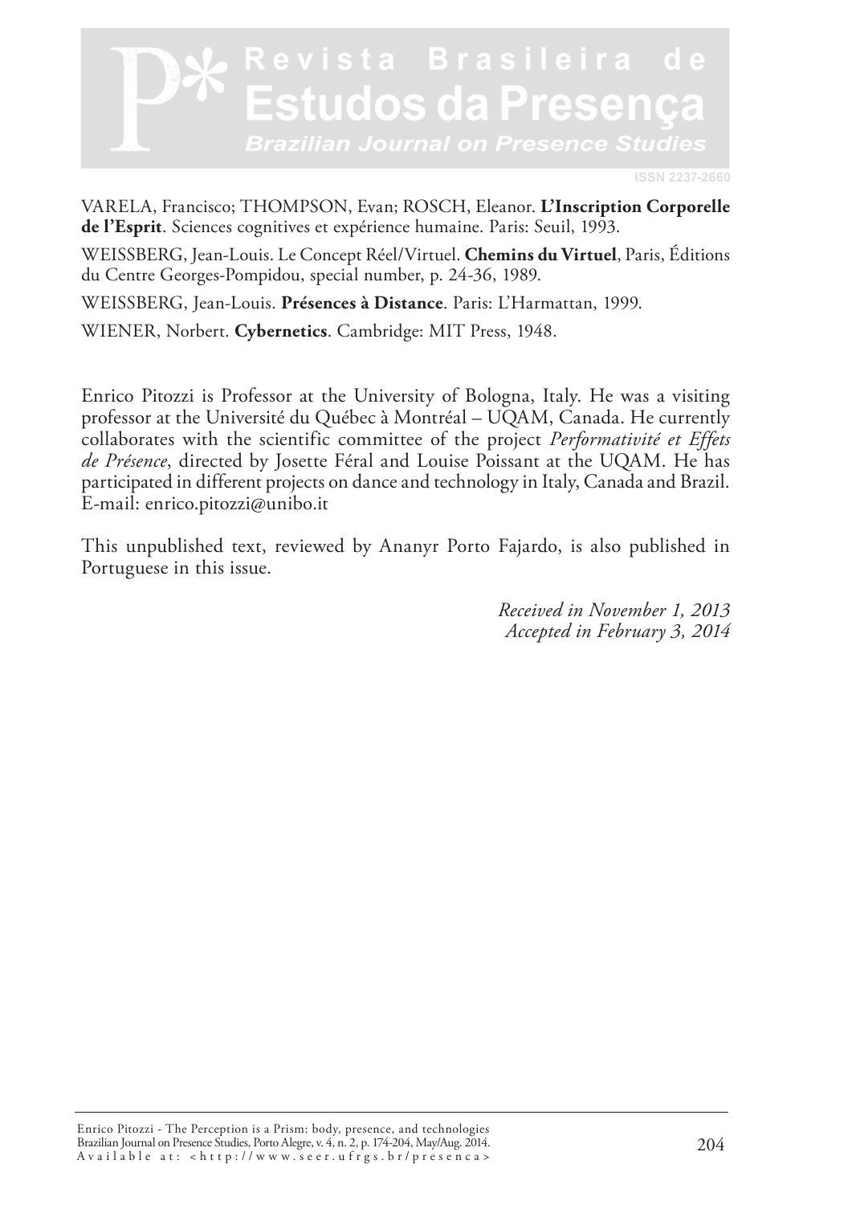VARELA, Francisco; THOMPSON, Evan; ROSCH, Eleanor. **L'Inscription Corporelle de l'Esprit**. Sciences cognitives et expérience humaine. Paris: Seuil, 1993.

WEISSBERG, Jean-Louis. Le Concept Réel/Virtuel. **Chemins du Virtuel**, Paris, Éditions du Centre Georges-Pompidou, special number, p. 24-36, 1989.

WEISSBERG, Jean-Louis. **Présences à Distance**. Paris: L'Harmattan, 1999.

WIENER, Norbert. **Cybernetics**. Cambridge: MIT Press, 1948.

Enrico Pitozzi is Professor at the University of Bologna, Italy. He was a visiting professor at the Université du Québec à Montréal – UQAM, Canada. He currently collaborates with the scientific committee of the project *Performativité et Effets de Présence*, directed by Josette Féral and Louise Poissant at the UQAM. He has participated in different projects on dance and technology in Italy, Canada and Brazil. E-mail: enrico.pitozzi@unibo.it

This unpublished text, reviewed by Ananyr Porto Fajardo, is also published in Portuguese in this issue.

*Received in November 1, 2013*
*Accepted in February 3, 2014*